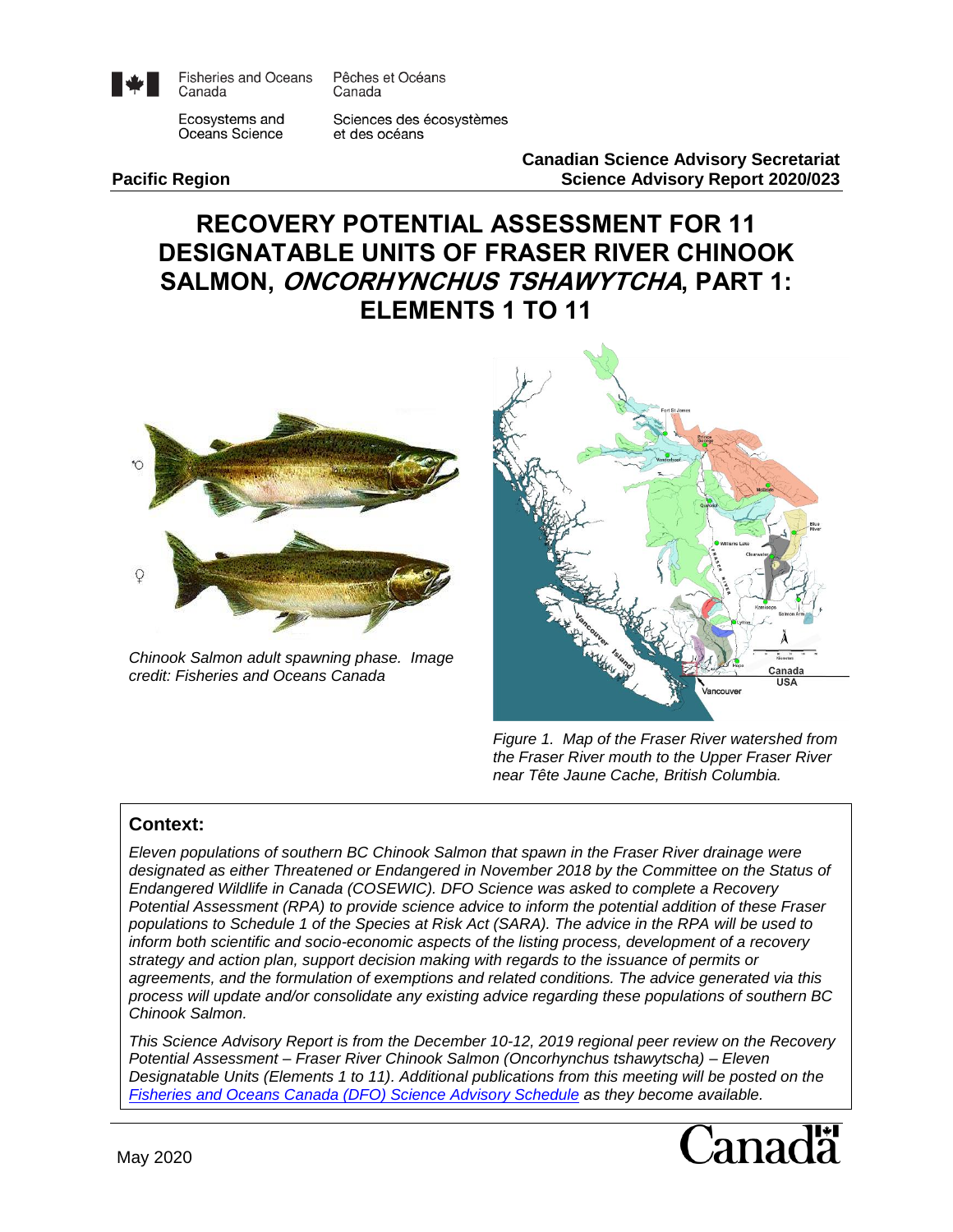Fisheries and Oceans Canada | Pêches et Océans Canada

Ecosystems and Oceans Science | Sciences des écosystèmes et des océans

**Pacific Region**

**Canadian Science Advisory Secretariat**
**Science Advisory Report 2020/023**

# RECOVERY POTENTIAL ASSESSMENT FOR 11 DESIGNATABLE UNITS OF FRASER RIVER CHINOOK SALMON, *ONCORHYNCHUS TSHAWYTCHA*, PART 1: ELEMENTS 1 TO 11

*Chinook Salmon adult spawning phase. Image credit: Fisheries and Oceans Canada*

*Figure 1. Map of the Fraser River watershed from the Fraser River mouth to the Upper Fraser River near Tête Jaune Cache, British Columbia.*

## Context:

*Eleven populations of southern BC Chinook Salmon that spawn in the Fraser River drainage were designated as either Threatened or Endangered in November 2018 by the Committee on the Status of Endangered Wildlife in Canada (COSEWIC). DFO Science was asked to complete a Recovery Potential Assessment (RPA) to provide science advice to inform the potential addition of these Fraser populations to Schedule 1 of the Species at Risk Act (SARA). The advice in the RPA will be used to inform both scientific and socio-economic aspects of the listing process, development of a recovery strategy and action plan, support decision making with regards to the issuance of permits or agreements, and the formulation of exemptions and related conditions. The advice generated via this process will update and/or consolidate any existing advice regarding these populations of southern BC Chinook Salmon.*

*This Science Advisory Report is from the December 10-12, 2019 regional peer review on the Recovery Potential Assessment – Fraser River Chinook Salmon (Oncorhynchus tshawytscha) – Eleven Designatable Units (Elements 1 to 11). Additional publications from this meeting will be posted on the [Fisheries and Oceans Canada (DFO) Science Advisory Schedule](#) as they become available.*

May 2020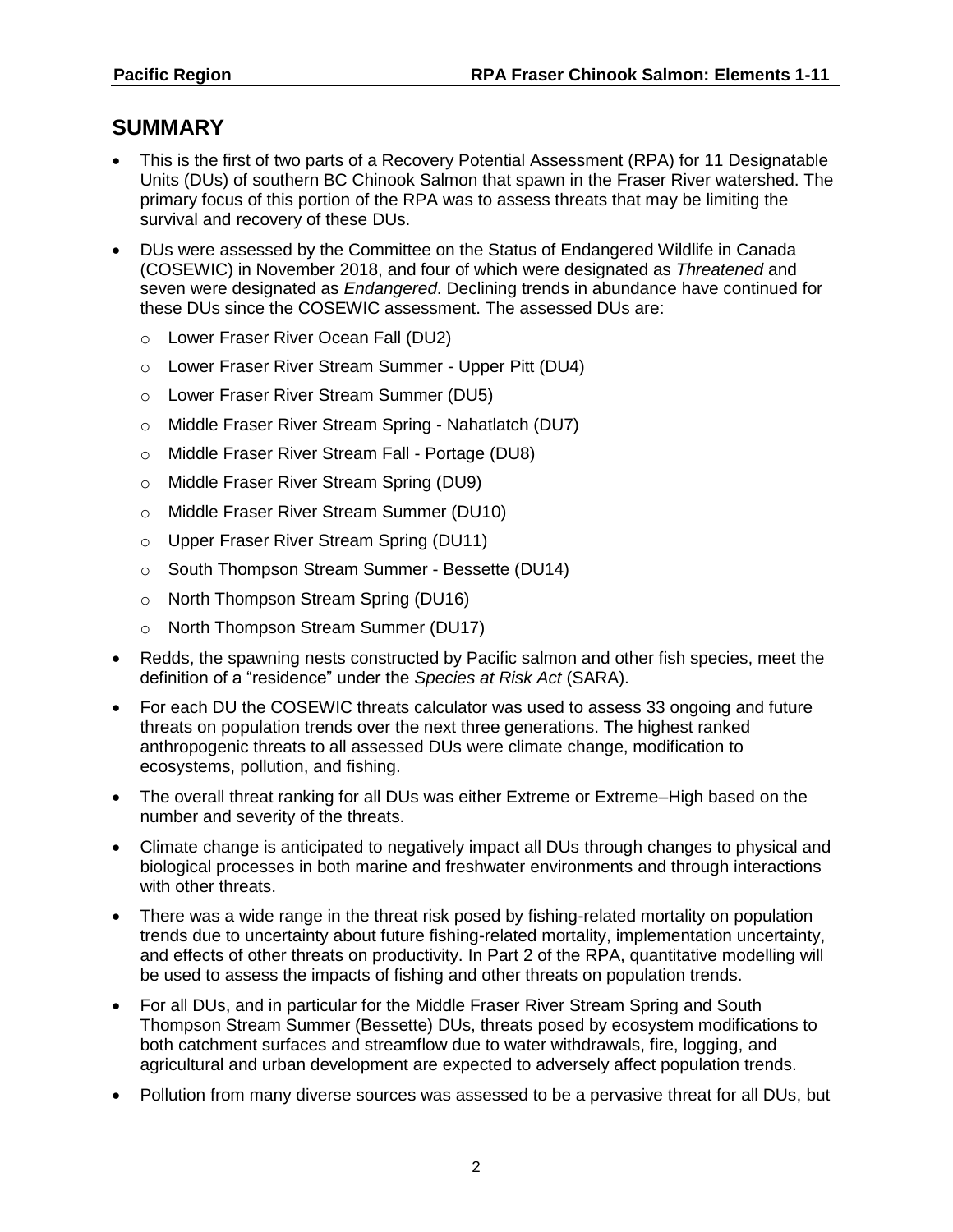## SUMMARY

- This is the first of two parts of a Recovery Potential Assessment (RPA) for 11 Designatable Units (DUs) of southern BC Chinook Salmon that spawn in the Fraser River watershed. The primary focus of this portion of the RPA was to assess threats that may be limiting the survival and recovery of these DUs.
- DUs were assessed by the Committee on the Status of Endangered Wildlife in Canada (COSEWIC) in November 2018, and four of which were designated as *Threatened* and seven were designated as *Endangered*. Declining trends in abundance have continued for these DUs since the COSEWIC assessment. The assessed DUs are:
  - Lower Fraser River Ocean Fall (DU2)
  - Lower Fraser River Stream Summer - Upper Pitt (DU4)
  - Lower Fraser River Stream Summer (DU5)
  - Middle Fraser River Stream Spring - Nahatlatch (DU7)
  - Middle Fraser River Stream Fall - Portage (DU8)
  - Middle Fraser River Stream Spring (DU9)
  - Middle Fraser River Stream Summer (DU10)
  - Upper Fraser River Stream Spring (DU11)
  - South Thompson Stream Summer - Bessette (DU14)
  - North Thompson Stream Spring (DU16)
  - North Thompson Stream Summer (DU17)
- Redds, the spawning nests constructed by Pacific salmon and other fish species, meet the definition of a "residence" under the *Species at Risk Act* (SARA).
- For each DU the COSEWIC threats calculator was used to assess 33 ongoing and future threats on population trends over the next three generations. The highest ranked anthropogenic threats to all assessed DUs were climate change, modification to ecosystems, pollution, and fishing.
- The overall threat ranking for all DUs was either Extreme or Extreme–High based on the number and severity of the threats.
- Climate change is anticipated to negatively impact all DUs through changes to physical and biological processes in both marine and freshwater environments and through interactions with other threats.
- There was a wide range in the threat risk posed by fishing-related mortality on population trends due to uncertainty about future fishing-related mortality, implementation uncertainty, and effects of other threats on productivity. In Part 2 of the RPA, quantitative modelling will be used to assess the impacts of fishing and other threats on population trends.
- For all DUs, and in particular for the Middle Fraser River Stream Spring and South Thompson Stream Summer (Bessette) DUs, threats posed by ecosystem modifications to both catchment surfaces and streamflow due to water withdrawals, fire, logging, and agricultural and urban development are expected to adversely affect population trends.
- Pollution from many diverse sources was assessed to be a pervasive threat for all DUs, but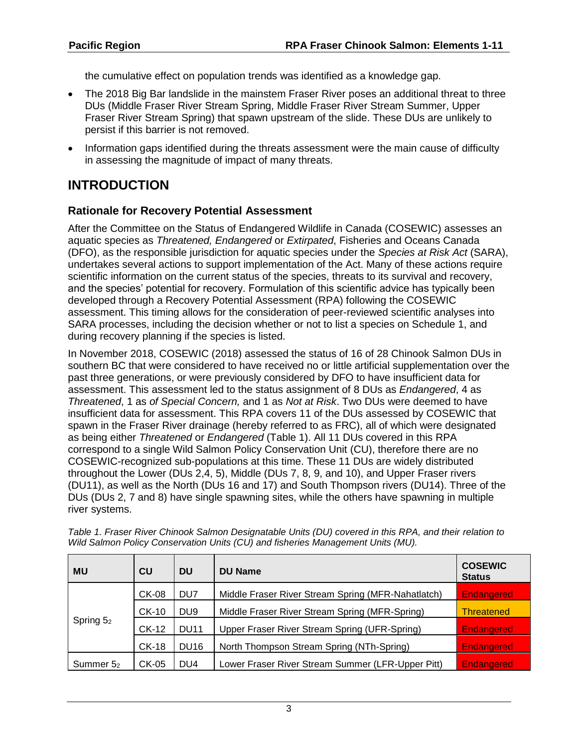the cumulative effect on population trends was identified as a knowledge gap.

- The 2018 Big Bar landslide in the mainstem Fraser River poses an additional threat to three DUs (Middle Fraser River Stream Spring, Middle Fraser River Stream Summer, Upper Fraser River Stream Spring) that spawn upstream of the slide. These DUs are unlikely to persist if this barrier is not removed.
- Information gaps identified during the threats assessment were the main cause of difficulty in assessing the magnitude of impact of many threats.

# INTRODUCTION

## Rationale for Recovery Potential Assessment

After the Committee on the Status of Endangered Wildlife in Canada (COSEWIC) assesses an aquatic species as *Threatened, Endangered* or *Extirpated*, Fisheries and Oceans Canada (DFO), as the responsible jurisdiction for aquatic species under the *Species at Risk Act* (SARA), undertakes several actions to support implementation of the Act. Many of these actions require scientific information on the current status of the species, threats to its survival and recovery, and the species' potential for recovery. Formulation of this scientific advice has typically been developed through a Recovery Potential Assessment (RPA) following the COSEWIC assessment. This timing allows for the consideration of peer-reviewed scientific analyses into SARA processes, including the decision whether or not to list a species on Schedule 1, and during recovery planning if the species is listed.

In November 2018, COSEWIC (2018) assessed the status of 16 of 28 Chinook Salmon DUs in southern BC that were considered to have received no or little artificial supplementation over the past three generations, or were previously considered by DFO to have insufficient data for assessment. This assessment led to the status assignment of 8 DUs as *Endangered*, 4 as *Threatened*, 1 as *of Special Concern,* and 1 as *Not at Risk*. Two DUs were deemed to have insufficient data for assessment. This RPA covers 11 of the DUs assessed by COSEWIC that spawn in the Fraser River drainage (hereby referred to as FRC), all of which were designated as being either *Threatened* or *Endangered* (Table 1). All 11 DUs covered in this RPA correspond to a single Wild Salmon Policy Conservation Unit (CU), therefore there are no COSEWIC-recognized sub-populations at this time. These 11 DUs are widely distributed throughout the Lower (DUs 2,4, 5), Middle (DUs 7, 8, 9, and 10), and Upper Fraser rivers (DU11), as well as the North (DUs 16 and 17) and South Thompson rivers (DU14). Three of the DUs (DUs 2, 7 and 8) have single spawning sites, while the others have spawning in multiple river systems.

*Table 1. Fraser River Chinook Salmon Designatable Units (DU) covered in this RPA, and their relation to Wild Salmon Policy Conservation Units (CU) and fisheries Management Units (MU).*

| MU | CU | DU | DU Name | COSEWIC Status |
|---|---|---|---|---|
| Spring $5_2$ | CK-08 | DU7 | Middle Fraser River Stream Spring (MFR-Nahatlatch) | Endangered |
| | CK-10 | DU9 | Middle Fraser River Stream Spring (MFR-Spring) | Threatened |
| | CK-12 | DU11 | Upper Fraser River Stream Spring (UFR-Spring) | Endangered |
| | CK-18 | DU16 | North Thompson Stream Spring (NTh-Spring) | Endangered |
| Summer $5_2$ | CK-05 | DU4 | Lower Fraser River Stream Summer (LFR-Upper Pitt) | Endangered |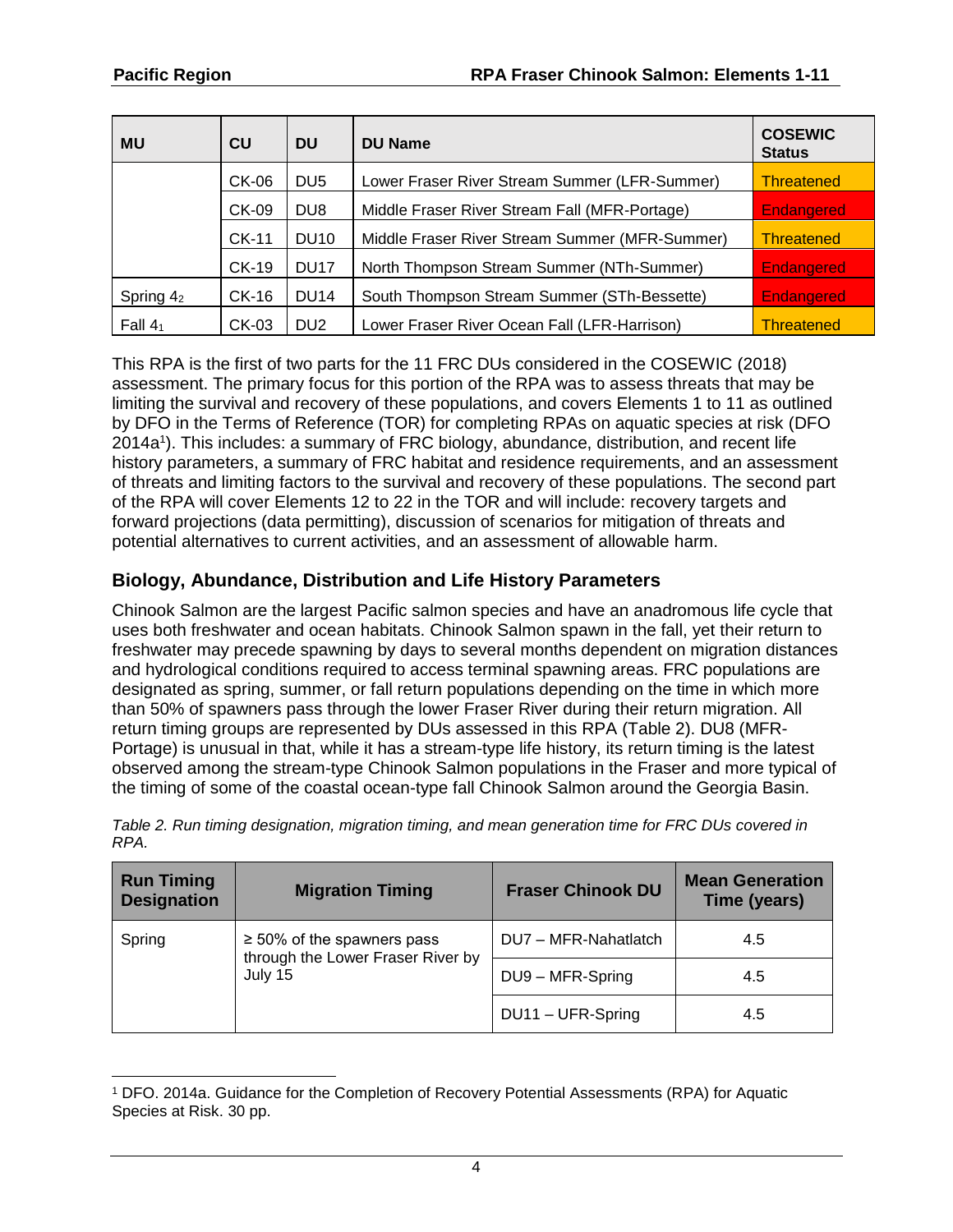| MU | CU | DU | DU Name | COSEWIC Status |
|---|---|---|---|---|
| | CK-06 | DU5 | Lower Fraser River Stream Summer (LFR-Summer) | Threatened |
| | CK-09 | DU8 | Middle Fraser River Stream Fall (MFR-Portage) | Endangered |
| | CK-11 | DU10 | Middle Fraser River Stream Summer (MFR-Summer) | Threatened |
| | CK-19 | DU17 | North Thompson Stream Summer (NTh-Summer) | Endangered |
| Spring $4_2$ | CK-16 | DU14 | South Thompson Stream Summer (STh-Bessette) | Endangered |
| Fall $4_1$ | CK-03 | DU2 | Lower Fraser River Ocean Fall (LFR-Harrison) | Threatened |

This RPA is the first of two parts for the 11 FRC DUs considered in the COSEWIC (2018) assessment. The primary focus for this portion of the RPA was to assess threats that may be limiting the survival and recovery of these populations, and covers Elements 1 to 11 as outlined by DFO in the Terms of Reference (TOR) for completing RPAs on aquatic species at risk (DFO 2014a[1]). This includes: a summary of FRC biology, abundance, distribution, and recent life history parameters, a summary of FRC habitat and residence requirements, and an assessment of threats and limiting factors to the survival and recovery of these populations. The second part of the RPA will cover Elements 12 to 22 in the TOR and will include: recovery targets and forward projections (data permitting), discussion of scenarios for mitigation of threats and potential alternatives to current activities, and an assessment of allowable harm.

## Biology, Abundance, Distribution and Life History Parameters

Chinook Salmon are the largest Pacific salmon species and have an anadromous life cycle that uses both freshwater and ocean habitats. Chinook Salmon spawn in the fall, yet their return to freshwater may precede spawning by days to several months dependent on migration distances and hydrological conditions required to access terminal spawning areas. FRC populations are designated as spring, summer, or fall return populations depending on the time in which more than 50% of spawners pass through the lower Fraser River during their return migration. All return timing groups are represented by DUs assessed in this RPA (Table 2). DU8 (MFR-Portage) is unusual in that, while it has a stream-type life history, its return timing is the latest observed among the stream-type Chinook Salmon populations in the Fraser and more typical of the timing of some of the coastal ocean-type fall Chinook Salmon around the Georgia Basin.

*Table 2. Run timing designation, migration timing, and mean generation time for FRC DUs covered in RPA.*

| Run Timing Designation | Migration Timing | Fraser Chinook DU | Mean Generation Time (years) |
|---|---|---|---|
| Spring | ≥ 50% of the spawners pass through the Lower Fraser River by July 15 | DU7 – MFR-Nahatlatch | 4.5 |
| | | DU9 – MFR-Spring | 4.5 |
| | | DU11 – UFR-Spring | 4.5 |

[1] DFO. 2014a. Guidance for the Completion of Recovery Potential Assessments (RPA) for Aquatic Species at Risk. 30 pp.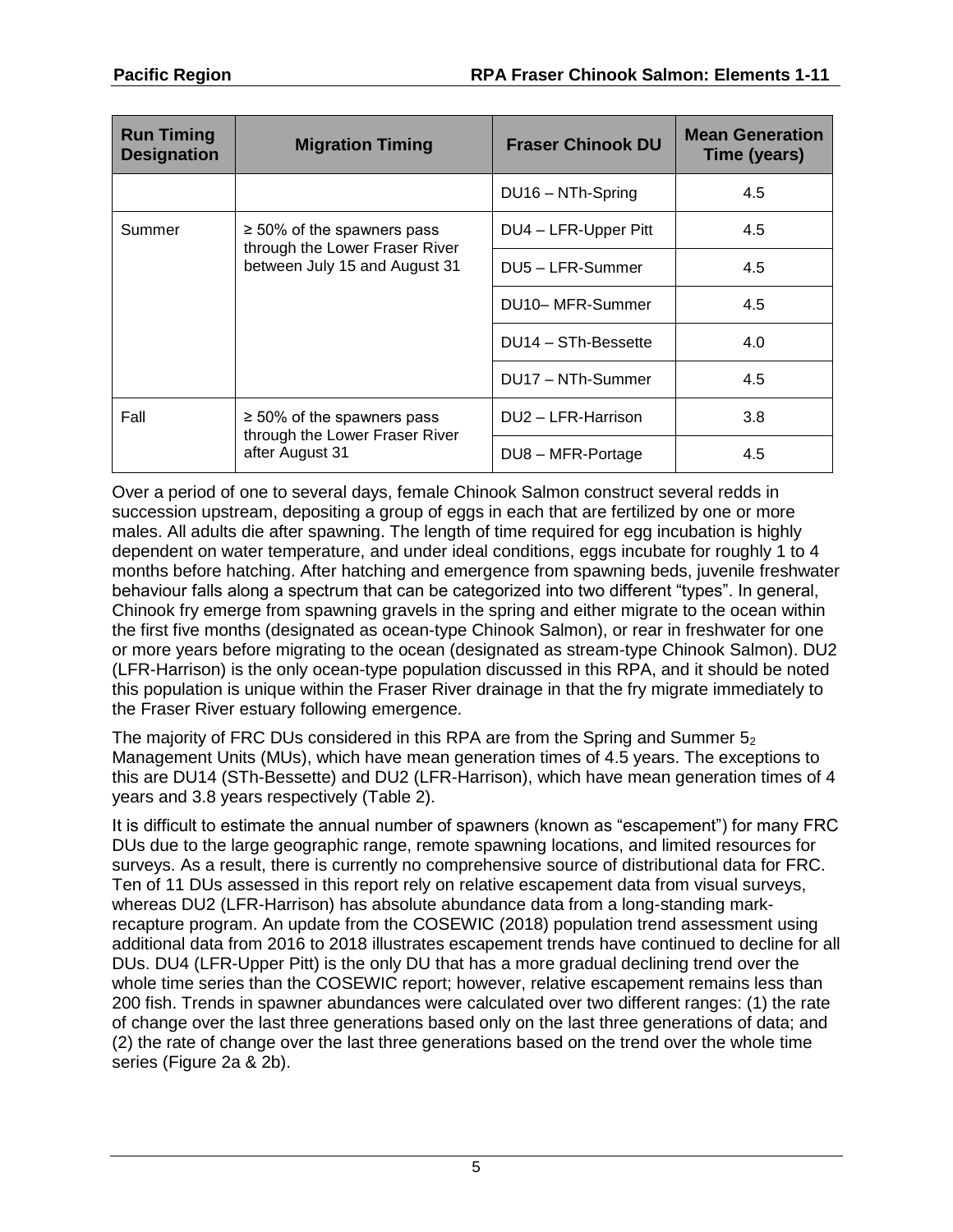| Run Timing Designation | Migration Timing | Fraser Chinook DU | Mean Generation Time (years) |
|---|---|---|---|
| | | DU16 – NTh-Spring | 4.5 |
| Summer | ≥ 50% of the spawners pass through the Lower Fraser River between July 15 and August 31 | DU4 – LFR-Upper Pitt | 4.5 |
| | | DU5 – LFR-Summer | 4.5 |
| | | DU10– MFR-Summer | 4.5 |
| | | DU14 – STh-Bessette | 4.0 |
| | | DU17 – NTh-Summer | 4.5 |
| Fall | ≥ 50% of the spawners pass through the Lower Fraser River after August 31 | DU2 – LFR-Harrison | 3.8 |
| | | DU8 – MFR-Portage | 4.5 |

Over a period of one to several days, female Chinook Salmon construct several redds in succession upstream, depositing a group of eggs in each that are fertilized by one or more males. All adults die after spawning. The length of time required for egg incubation is highly dependent on water temperature, and under ideal conditions, eggs incubate for roughly 1 to 4 months before hatching. After hatching and emergence from spawning beds, juvenile freshwater behaviour falls along a spectrum that can be categorized into two different "types". In general, Chinook fry emerge from spawning gravels in the spring and either migrate to the ocean within the first five months (designated as ocean-type Chinook Salmon), or rear in freshwater for one or more years before migrating to the ocean (designated as stream-type Chinook Salmon). DU2 (LFR-Harrison) is the only ocean-type population discussed in this RPA, and it should be noted this population is unique within the Fraser River drainage in that the fry migrate immediately to the Fraser River estuary following emergence.

The majority of FRC DUs considered in this RPA are from the Spring and Summer $5_2$ Management Units (MUs), which have mean generation times of 4.5 years. The exceptions to this are DU14 (STh-Bessette) and DU2 (LFR-Harrison), which have mean generation times of 4 years and 3.8 years respectively (Table 2).

It is difficult to estimate the annual number of spawners (known as "escapement") for many FRC DUs due to the large geographic range, remote spawning locations, and limited resources for surveys. As a result, there is currently no comprehensive source of distributional data for FRC. Ten of 11 DUs assessed in this report rely on relative escapement data from visual surveys, whereas DU2 (LFR-Harrison) has absolute abundance data from a long-standing mark-recapture program. An update from the COSEWIC (2018) population trend assessment using additional data from 2016 to 2018 illustrates escapement trends have continued to decline for all DUs. DU4 (LFR-Upper Pitt) is the only DU that has a more gradual declining trend over the whole time series than the COSEWIC report; however, relative escapement remains less than 200 fish. Trends in spawner abundances were calculated over two different ranges: (1) the rate of change over the last three generations based only on the last three generations of data; and (2) the rate of change over the last three generations based on the trend over the whole time series (Figure 2a & 2b).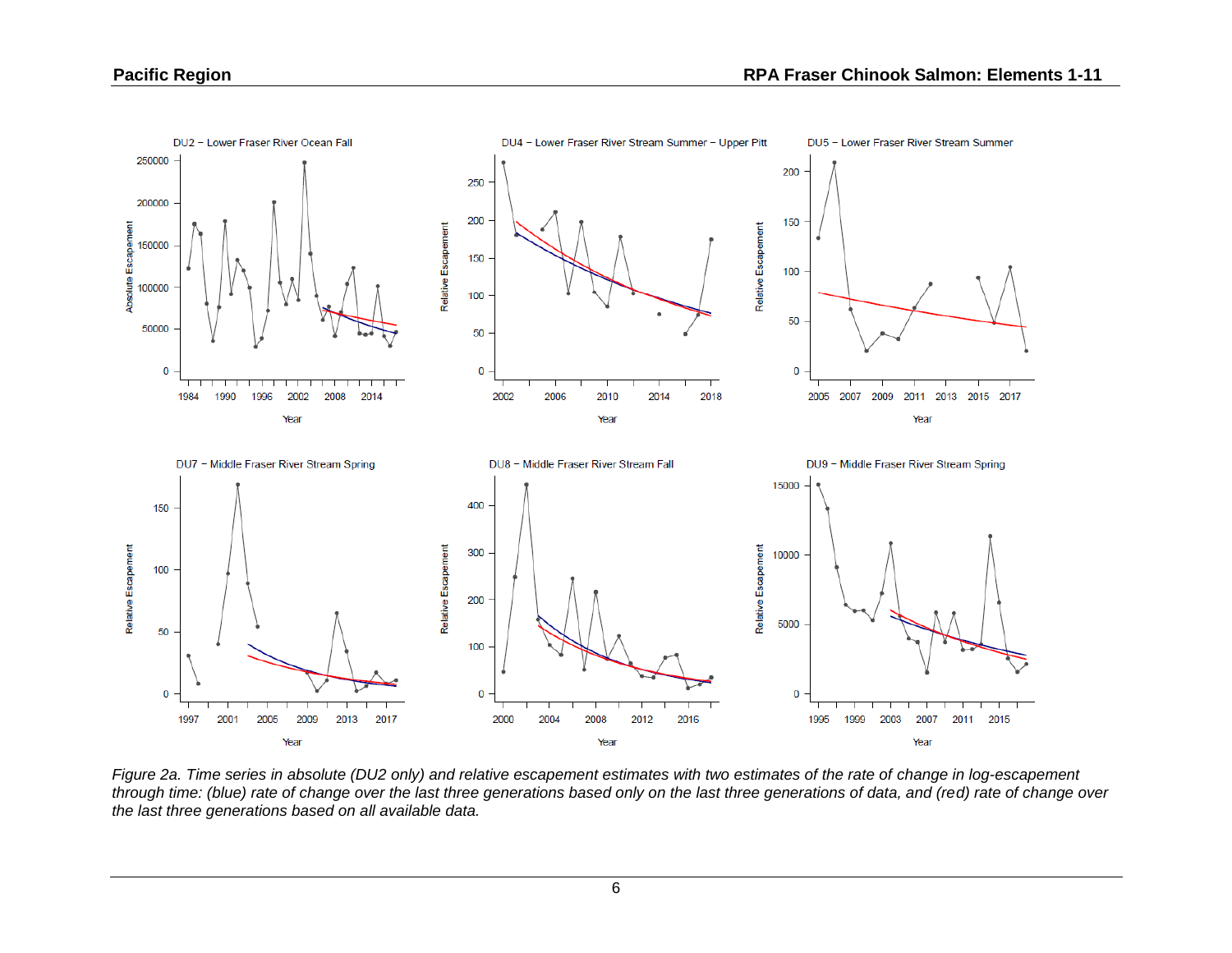*Figure 2a. Time series in absolute (DU2 only) and relative escapement estimates with two estimates of the rate of change in log-escapement through time: (blue) rate of change over the last three generations based only on the last three generations of data, and (red) rate of change over the last three generations based on all available data.*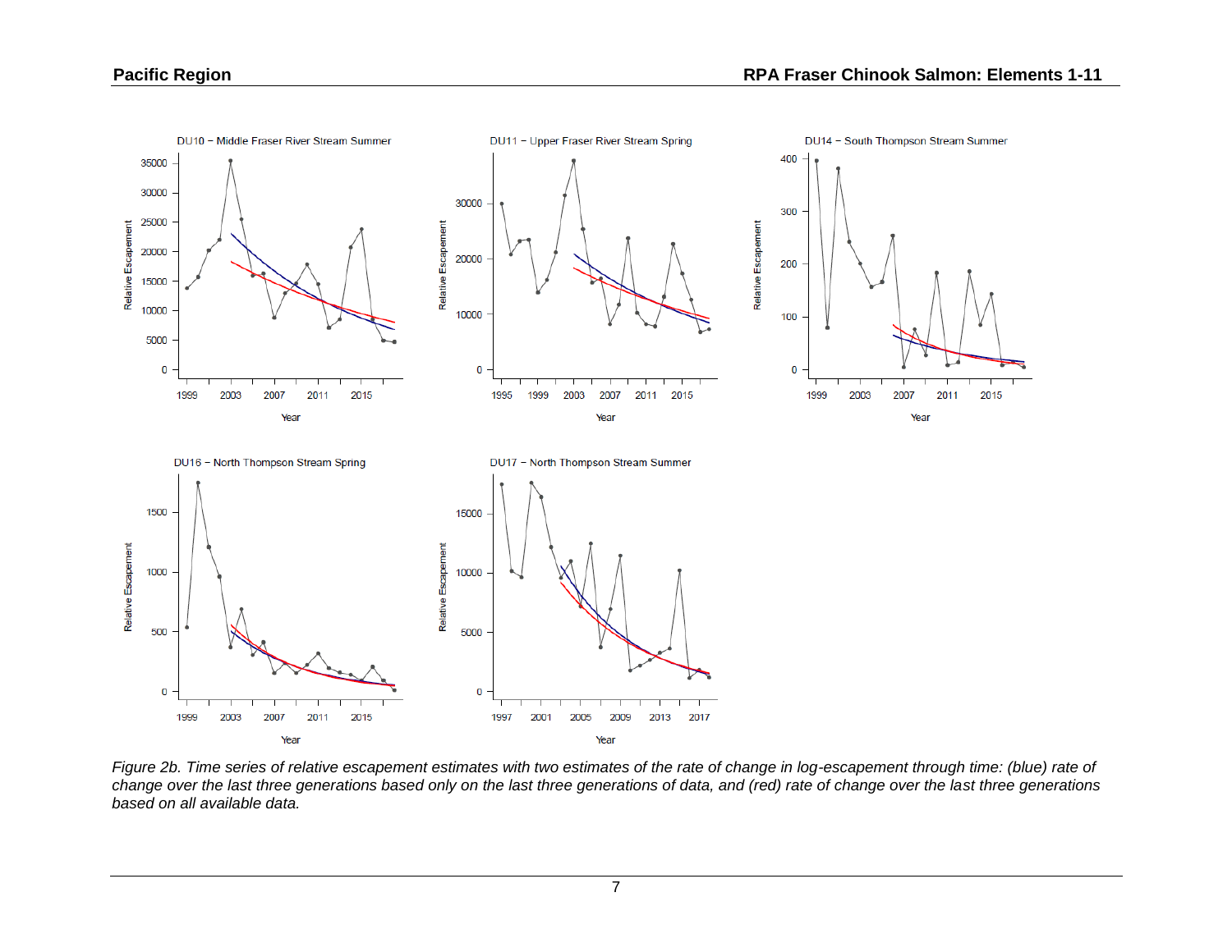*Figure 2b. Time series of relative escapement estimates with two estimates of the rate of change in log-escapement through time: (blue) rate of change over the last three generations based only on the last three generations of data, and (red) rate of change over the last three generations based on all available data.*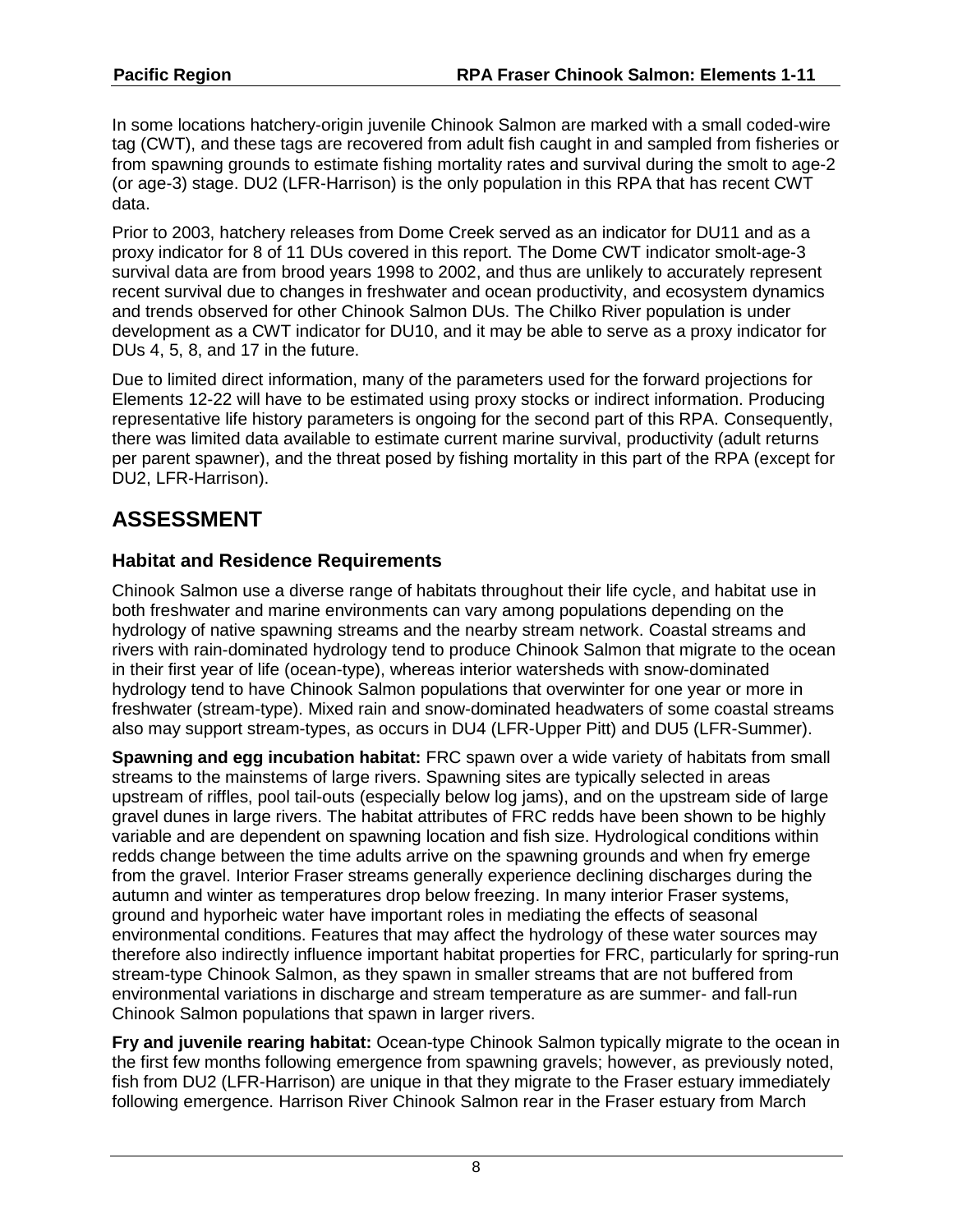In some locations hatchery-origin juvenile Chinook Salmon are marked with a small coded-wire tag (CWT), and these tags are recovered from adult fish caught in and sampled from fisheries or from spawning grounds to estimate fishing mortality rates and survival during the smolt to age-2 (or age-3) stage. DU2 (LFR-Harrison) is the only population in this RPA that has recent CWT data.

Prior to 2003, hatchery releases from Dome Creek served as an indicator for DU11 and as a proxy indicator for 8 of 11 DUs covered in this report. The Dome CWT indicator smolt-age-3 survival data are from brood years 1998 to 2002, and thus are unlikely to accurately represent recent survival due to changes in freshwater and ocean productivity, and ecosystem dynamics and trends observed for other Chinook Salmon DUs. The Chilko River population is under development as a CWT indicator for DU10, and it may be able to serve as a proxy indicator for DUs 4, 5, 8, and 17 in the future.

Due to limited direct information, many of the parameters used for the forward projections for Elements 12-22 will have to be estimated using proxy stocks or indirect information. Producing representative life history parameters is ongoing for the second part of this RPA. Consequently, there was limited data available to estimate current marine survival, productivity (adult returns per parent spawner), and the threat posed by fishing mortality in this part of the RPA (except for DU2, LFR-Harrison).

# ASSESSMENT

## Habitat and Residence Requirements

Chinook Salmon use a diverse range of habitats throughout their life cycle, and habitat use in both freshwater and marine environments can vary among populations depending on the hydrology of native spawning streams and the nearby stream network. Coastal streams and rivers with rain-dominated hydrology tend to produce Chinook Salmon that migrate to the ocean in their first year of life (ocean-type), whereas interior watersheds with snow-dominated hydrology tend to have Chinook Salmon populations that overwinter for one year or more in freshwater (stream-type). Mixed rain and snow-dominated headwaters of some coastal streams also may support stream-types, as occurs in DU4 (LFR-Upper Pitt) and DU5 (LFR-Summer).

**Spawning and egg incubation habitat:** FRC spawn over a wide variety of habitats from small streams to the mainstems of large rivers. Spawning sites are typically selected in areas upstream of riffles, pool tail-outs (especially below log jams), and on the upstream side of large gravel dunes in large rivers. The habitat attributes of FRC redds have been shown to be highly variable and are dependent on spawning location and fish size. Hydrological conditions within redds change between the time adults arrive on the spawning grounds and when fry emerge from the gravel. Interior Fraser streams generally experience declining discharges during the autumn and winter as temperatures drop below freezing. In many interior Fraser systems, ground and hyporheic water have important roles in mediating the effects of seasonal environmental conditions. Features that may affect the hydrology of these water sources may therefore also indirectly influence important habitat properties for FRC, particularly for spring-run stream-type Chinook Salmon, as they spawn in smaller streams that are not buffered from environmental variations in discharge and stream temperature as are summer- and fall-run Chinook Salmon populations that spawn in larger rivers.

**Fry and juvenile rearing habitat:** Ocean-type Chinook Salmon typically migrate to the ocean in the first few months following emergence from spawning gravels; however, as previously noted, fish from DU2 (LFR-Harrison) are unique in that they migrate to the Fraser estuary immediately following emergence. Harrison River Chinook Salmon rear in the Fraser estuary from March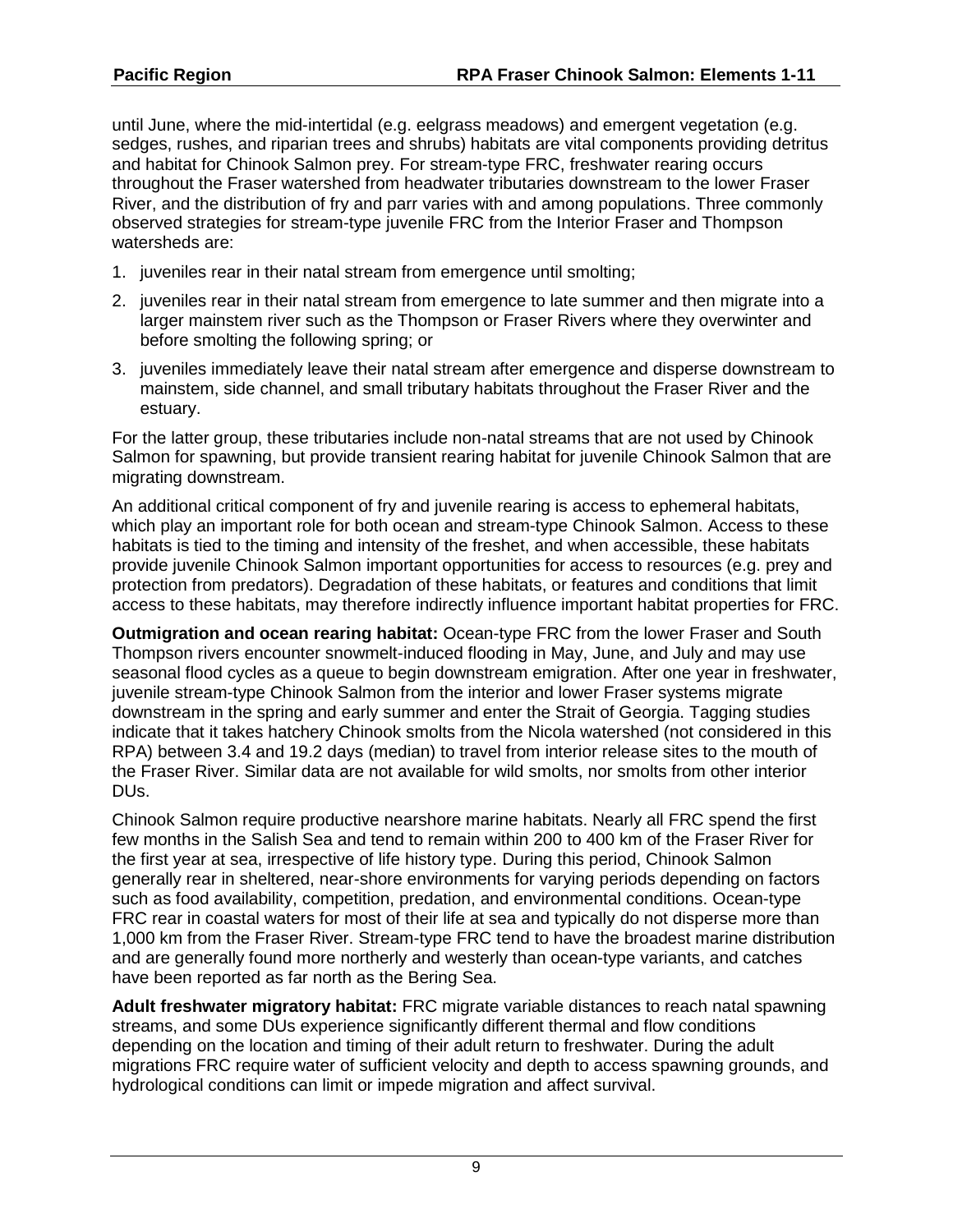until June, where the mid-intertidal (e.g. eelgrass meadows) and emergent vegetation (e.g. sedges, rushes, and riparian trees and shrubs) habitats are vital components providing detritus and habitat for Chinook Salmon prey. For stream-type FRC, freshwater rearing occurs throughout the Fraser watershed from headwater tributaries downstream to the lower Fraser River, and the distribution of fry and parr varies with and among populations. Three commonly observed strategies for stream-type juvenile FRC from the Interior Fraser and Thompson watersheds are:

1. juveniles rear in their natal stream from emergence until smolting;
2. juveniles rear in their natal stream from emergence to late summer and then migrate into a larger mainstem river such as the Thompson or Fraser Rivers where they overwinter and before smolting the following spring; or
3. juveniles immediately leave their natal stream after emergence and disperse downstream to mainstem, side channel, and small tributary habitats throughout the Fraser River and the estuary.

For the latter group, these tributaries include non-natal streams that are not used by Chinook Salmon for spawning, but provide transient rearing habitat for juvenile Chinook Salmon that are migrating downstream.

An additional critical component of fry and juvenile rearing is access to ephemeral habitats, which play an important role for both ocean and stream-type Chinook Salmon. Access to these habitats is tied to the timing and intensity of the freshet, and when accessible, these habitats provide juvenile Chinook Salmon important opportunities for access to resources (e.g. prey and protection from predators). Degradation of these habitats, or features and conditions that limit access to these habitats, may therefore indirectly influence important habitat properties for FRC.

**Outmigration and ocean rearing habitat:** Ocean-type FRC from the lower Fraser and South Thompson rivers encounter snowmelt-induced flooding in May, June, and July and may use seasonal flood cycles as a queue to begin downstream emigration. After one year in freshwater, juvenile stream-type Chinook Salmon from the interior and lower Fraser systems migrate downstream in the spring and early summer and enter the Strait of Georgia. Tagging studies indicate that it takes hatchery Chinook smolts from the Nicola watershed (not considered in this RPA) between 3.4 and 19.2 days (median) to travel from interior release sites to the mouth of the Fraser River. Similar data are not available for wild smolts, nor smolts from other interior DUs.

Chinook Salmon require productive nearshore marine habitats. Nearly all FRC spend the first few months in the Salish Sea and tend to remain within 200 to 400 km of the Fraser River for the first year at sea, irrespective of life history type. During this period, Chinook Salmon generally rear in sheltered, near-shore environments for varying periods depending on factors such as food availability, competition, predation, and environmental conditions. Ocean-type FRC rear in coastal waters for most of their life at sea and typically do not disperse more than 1,000 km from the Fraser River. Stream-type FRC tend to have the broadest marine distribution and are generally found more northerly and westerly than ocean-type variants, and catches have been reported as far north as the Bering Sea.

**Adult freshwater migratory habitat:** FRC migrate variable distances to reach natal spawning streams, and some DUs experience significantly different thermal and flow conditions depending on the location and timing of their adult return to freshwater. During the adult migrations FRC require water of sufficient velocity and depth to access spawning grounds, and hydrological conditions can limit or impede migration and affect survival.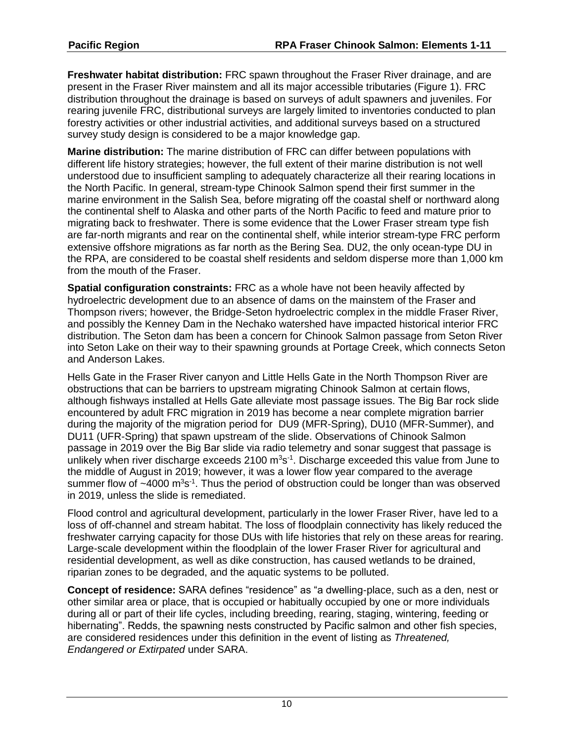**Freshwater habitat distribution:** FRC spawn throughout the Fraser River drainage, and are present in the Fraser River mainstem and all its major accessible tributaries (Figure 1). FRC distribution throughout the drainage is based on surveys of adult spawners and juveniles. For rearing juvenile FRC, distributional surveys are largely limited to inventories conducted to plan forestry activities or other industrial activities, and additional surveys based on a structured survey study design is considered to be a major knowledge gap.

**Marine distribution:** The marine distribution of FRC can differ between populations with different life history strategies; however, the full extent of their marine distribution is not well understood due to insufficient sampling to adequately characterize all their rearing locations in the North Pacific. In general, stream-type Chinook Salmon spend their first summer in the marine environment in the Salish Sea, before migrating off the coastal shelf or northward along the continental shelf to Alaska and other parts of the North Pacific to feed and mature prior to migrating back to freshwater. There is some evidence that the Lower Fraser stream type fish are far-north migrants and rear on the continental shelf, while interior stream-type FRC perform extensive offshore migrations as far north as the Bering Sea. DU2, the only ocean-type DU in the RPA, are considered to be coastal shelf residents and seldom disperse more than 1,000 km from the mouth of the Fraser.

**Spatial configuration constraints:** FRC as a whole have not been heavily affected by hydroelectric development due to an absence of dams on the mainstem of the Fraser and Thompson rivers; however, the Bridge-Seton hydroelectric complex in the middle Fraser River, and possibly the Kenney Dam in the Nechako watershed have impacted historical interior FRC distribution. The Seton dam has been a concern for Chinook Salmon passage from Seton River into Seton Lake on their way to their spawning grounds at Portage Creek, which connects Seton and Anderson Lakes.

Hells Gate in the Fraser River canyon and Little Hells Gate in the North Thompson River are obstructions that can be barriers to upstream migrating Chinook Salmon at certain flows, although fishways installed at Hells Gate alleviate most passage issues. The Big Bar rock slide encountered by adult FRC migration in 2019 has become a near complete migration barrier during the majority of the migration period for DU9 (MFR-Spring), DU10 (MFR-Summer), and DU11 (UFR-Spring) that spawn upstream of the slide. Observations of Chinook Salmon passage in 2019 over the Big Bar slide via radio telemetry and sonar suggest that passage is unlikely when river discharge exceeds 2100 $m^3s^{-1}$. Discharge exceeded this value from June to the middle of August in 2019; however, it was a lower flow year compared to the average summer flow of ~4000 $m^3s^{-1}$. Thus the period of obstruction could be longer than was observed in 2019, unless the slide is remediated.

Flood control and agricultural development, particularly in the lower Fraser River, have led to a loss of off-channel and stream habitat. The loss of floodplain connectivity has likely reduced the freshwater carrying capacity for those DUs with life histories that rely on these areas for rearing. Large-scale development within the floodplain of the lower Fraser River for agricultural and residential development, as well as dike construction, has caused wetlands to be drained, riparian zones to be degraded, and the aquatic systems to be polluted.

**Concept of residence:** SARA defines "residence" as "a dwelling-place, such as a den, nest or other similar area or place, that is occupied or habitually occupied by one or more individuals during all or part of their life cycles, including breeding, rearing, staging, wintering, feeding or hibernating". Redds, the spawning nests constructed by Pacific salmon and other fish species, are considered residences under this definition in the event of listing as *Threatened, Endangered or Extirpated* under SARA.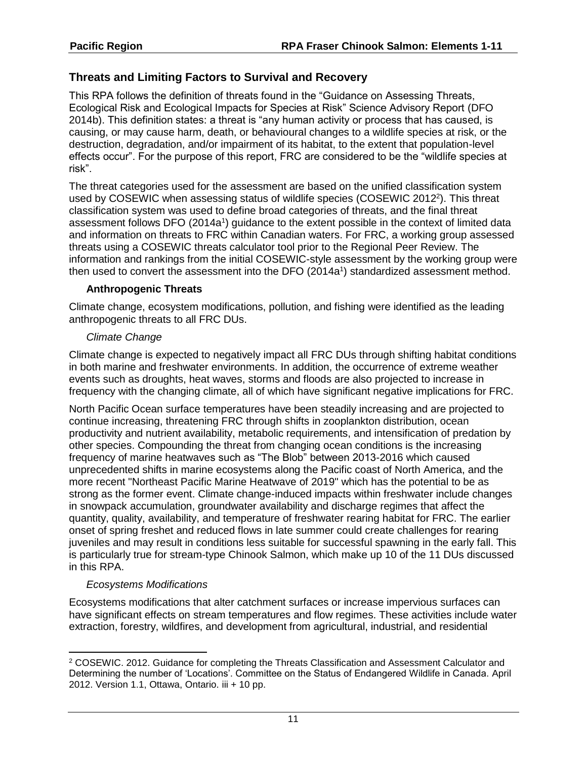## Threats and Limiting Factors to Survival and Recovery

This RPA follows the definition of threats found in the "Guidance on Assessing Threats, Ecological Risk and Ecological Impacts for Species at Risk" Science Advisory Report (DFO 2014b). This definition states: a threat is "any human activity or process that has caused, is causing, or may cause harm, death, or behavioural changes to a wildlife species at risk, or the destruction, degradation, and/or impairment of its habitat, to the extent that population-level effects occur". For the purpose of this report, FRC are considered to be the "wildlife species at risk".

The threat categories used for the assessment are based on the unified classification system used by COSEWIC when assessing status of wildlife species (COSEWIC 2012[2]). This threat classification system was used to define broad categories of threats, and the final threat assessment follows DFO (2014a[1]) guidance to the extent possible in the context of limited data and information on threats to FRC within Canadian waters. For FRC, a working group assessed threats using a COSEWIC threats calculator tool prior to the Regional Peer Review. The information and rankings from the initial COSEWIC-style assessment by the working group were then used to convert the assessment into the DFO (2014a[1]) standardized assessment method.

### Anthropogenic Threats

Climate change, ecosystem modifications, pollution, and fishing were identified as the leading anthropogenic threats to all FRC DUs.

#### *Climate Change*

Climate change is expected to negatively impact all FRC DUs through shifting habitat conditions in both marine and freshwater environments. In addition, the occurrence of extreme weather events such as droughts, heat waves, storms and floods are also projected to increase in frequency with the changing climate, all of which have significant negative implications for FRC.

North Pacific Ocean surface temperatures have been steadily increasing and are projected to continue increasing, threatening FRC through shifts in zooplankton distribution, ocean productivity and nutrient availability, metabolic requirements, and intensification of predation by other species. Compounding the threat from changing ocean conditions is the increasing frequency of marine heatwaves such as "The Blob" between 2013-2016 which caused unprecedented shifts in marine ecosystems along the Pacific coast of North America, and the more recent "Northeast Pacific Marine Heatwave of 2019" which has the potential to be as strong as the former event. Climate change-induced impacts within freshwater include changes in snowpack accumulation, groundwater availability and discharge regimes that affect the quantity, quality, availability, and temperature of freshwater rearing habitat for FRC. The earlier onset of spring freshet and reduced flows in late summer could create challenges for rearing juveniles and may result in conditions less suitable for successful spawning in the early fall. This is particularly true for stream-type Chinook Salmon, which make up 10 of the 11 DUs discussed in this RPA.

#### *Ecosystems Modifications*

Ecosystems modifications that alter catchment surfaces or increase impervious surfaces can have significant effects on stream temperatures and flow regimes. These activities include water extraction, forestry, wildfires, and development from agricultural, industrial, and residential

---

[2] COSEWIC. 2012. Guidance for completing the Threats Classification and Assessment Calculator and Determining the number of 'Locations'. Committee on the Status of Endangered Wildlife in Canada. April 2012. Version 1.1, Ottawa, Ontario. iii + 10 pp.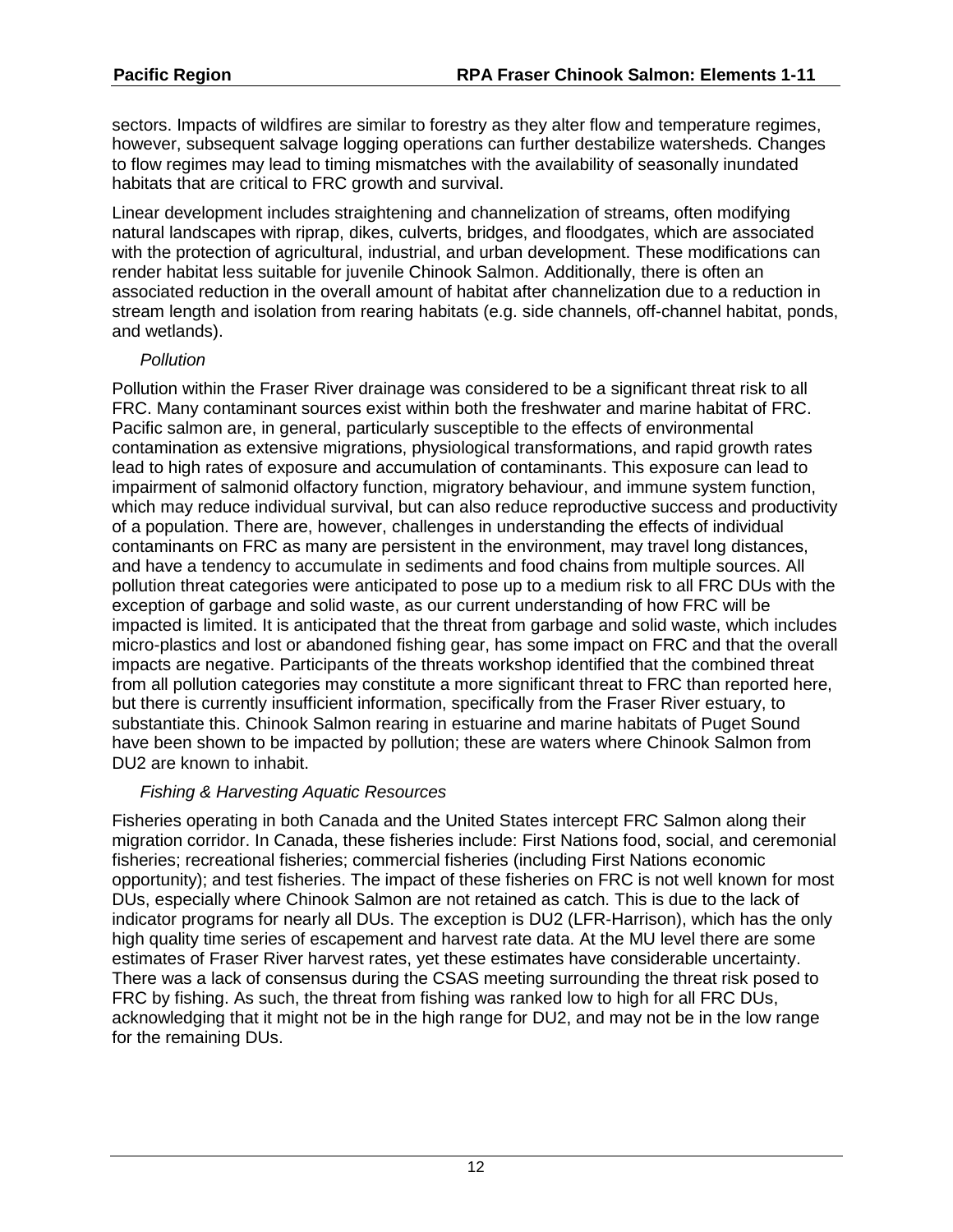sectors. Impacts of wildfires are similar to forestry as they alter flow and temperature regimes, however, subsequent salvage logging operations can further destabilize watersheds. Changes to flow regimes may lead to timing mismatches with the availability of seasonally inundated habitats that are critical to FRC growth and survival.

Linear development includes straightening and channelization of streams, often modifying natural landscapes with riprap, dikes, culverts, bridges, and floodgates, which are associated with the protection of agricultural, industrial, and urban development. These modifications can render habitat less suitable for juvenile Chinook Salmon. Additionally, there is often an associated reduction in the overall amount of habitat after channelization due to a reduction in stream length and isolation from rearing habitats (e.g. side channels, off-channel habitat, ponds, and wetlands).

*Pollution*

Pollution within the Fraser River drainage was considered to be a significant threat risk to all FRC. Many contaminant sources exist within both the freshwater and marine habitat of FRC. Pacific salmon are, in general, particularly susceptible to the effects of environmental contamination as extensive migrations, physiological transformations, and rapid growth rates lead to high rates of exposure and accumulation of contaminants. This exposure can lead to impairment of salmonid olfactory function, migratory behaviour, and immune system function, which may reduce individual survival, but can also reduce reproductive success and productivity of a population. There are, however, challenges in understanding the effects of individual contaminants on FRC as many are persistent in the environment, may travel long distances, and have a tendency to accumulate in sediments and food chains from multiple sources. All pollution threat categories were anticipated to pose up to a medium risk to all FRC DUs with the exception of garbage and solid waste, as our current understanding of how FRC will be impacted is limited. It is anticipated that the threat from garbage and solid waste, which includes micro-plastics and lost or abandoned fishing gear, has some impact on FRC and that the overall impacts are negative. Participants of the threats workshop identified that the combined threat from all pollution categories may constitute a more significant threat to FRC than reported here, but there is currently insufficient information, specifically from the Fraser River estuary, to substantiate this. Chinook Salmon rearing in estuarine and marine habitats of Puget Sound have been shown to be impacted by pollution; these are waters where Chinook Salmon from DU2 are known to inhabit.

*Fishing & Harvesting Aquatic Resources*

Fisheries operating in both Canada and the United States intercept FRC Salmon along their migration corridor. In Canada, these fisheries include: First Nations food, social, and ceremonial fisheries; recreational fisheries; commercial fisheries (including First Nations economic opportunity); and test fisheries. The impact of these fisheries on FRC is not well known for most DUs, especially where Chinook Salmon are not retained as catch. This is due to the lack of indicator programs for nearly all DUs. The exception is DU2 (LFR-Harrison), which has the only high quality time series of escapement and harvest rate data. At the MU level there are some estimates of Fraser River harvest rates, yet these estimates have considerable uncertainty. There was a lack of consensus during the CSAS meeting surrounding the threat risk posed to FRC by fishing. As such, the threat from fishing was ranked low to high for all FRC DUs, acknowledging that it might not be in the high range for DU2, and may not be in the low range for the remaining DUs.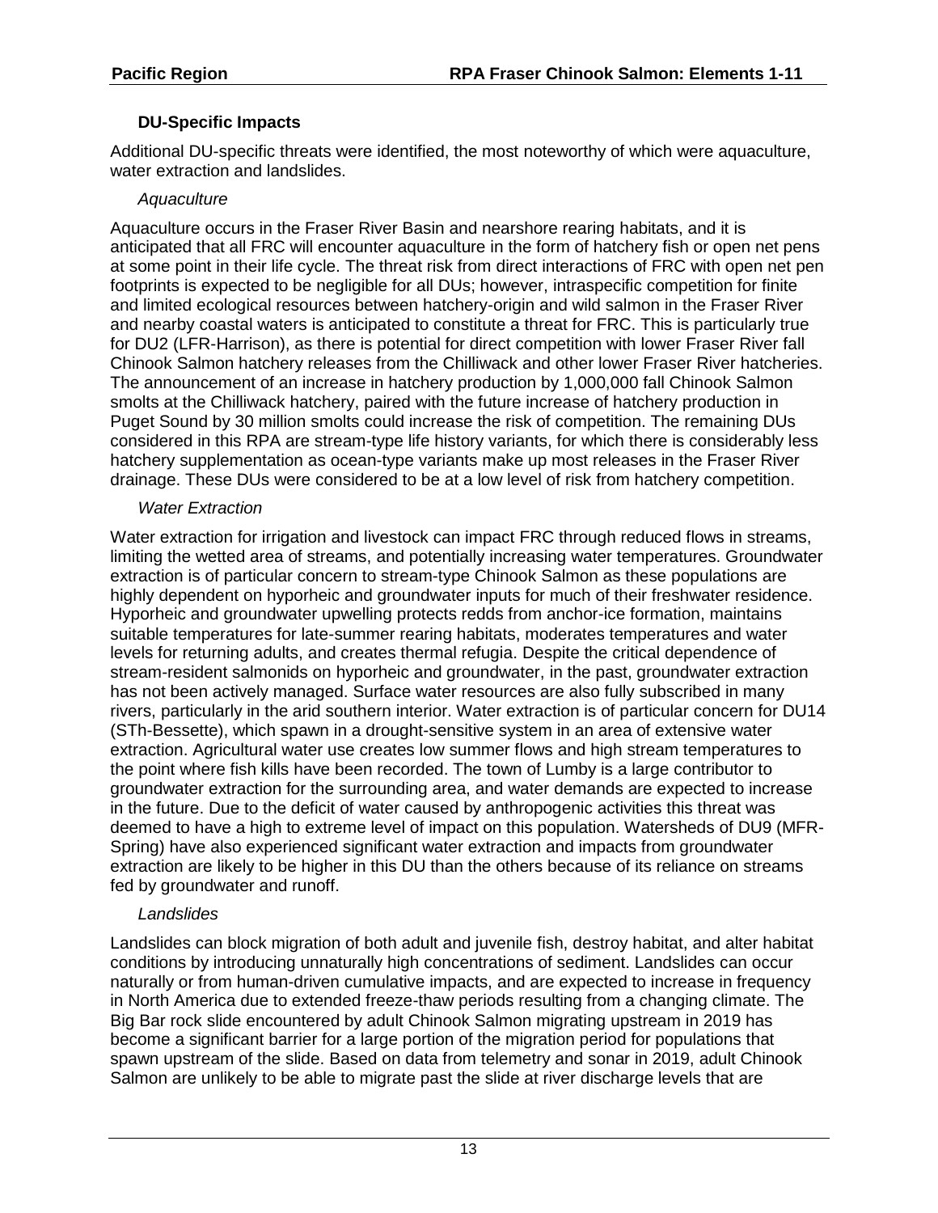### DU-Specific Impacts

Additional DU-specific threats were identified, the most noteworthy of which were aquaculture, water extraction and landslides.

#### *Aquaculture*

Aquaculture occurs in the Fraser River Basin and nearshore rearing habitats, and it is anticipated that all FRC will encounter aquaculture in the form of hatchery fish or open net pens at some point in their life cycle. The threat risk from direct interactions of FRC with open net pen footprints is expected to be negligible for all DUs; however, intraspecific competition for finite and limited ecological resources between hatchery-origin and wild salmon in the Fraser River and nearby coastal waters is anticipated to constitute a threat for FRC. This is particularly true for DU2 (LFR-Harrison), as there is potential for direct competition with lower Fraser River fall Chinook Salmon hatchery releases from the Chilliwack and other lower Fraser River hatcheries. The announcement of an increase in hatchery production by 1,000,000 fall Chinook Salmon smolts at the Chilliwack hatchery, paired with the future increase of hatchery production in Puget Sound by 30 million smolts could increase the risk of competition. The remaining DUs considered in this RPA are stream-type life history variants, for which there is considerably less hatchery supplementation as ocean-type variants make up most releases in the Fraser River drainage. These DUs were considered to be at a low level of risk from hatchery competition.

#### *Water Extraction*

Water extraction for irrigation and livestock can impact FRC through reduced flows in streams, limiting the wetted area of streams, and potentially increasing water temperatures. Groundwater extraction is of particular concern to stream-type Chinook Salmon as these populations are highly dependent on hyporheic and groundwater inputs for much of their freshwater residence. Hyporheic and groundwater upwelling protects redds from anchor-ice formation, maintains suitable temperatures for late-summer rearing habitats, moderates temperatures and water levels for returning adults, and creates thermal refugia. Despite the critical dependence of stream-resident salmonids on hyporheic and groundwater, in the past, groundwater extraction has not been actively managed. Surface water resources are also fully subscribed in many rivers, particularly in the arid southern interior. Water extraction is of particular concern for DU14 (STh-Bessette), which spawn in a drought-sensitive system in an area of extensive water extraction. Agricultural water use creates low summer flows and high stream temperatures to the point where fish kills have been recorded. The town of Lumby is a large contributor to groundwater extraction for the surrounding area, and water demands are expected to increase in the future. Due to the deficit of water caused by anthropogenic activities this threat was deemed to have a high to extreme level of impact on this population. Watersheds of DU9 (MFR-Spring) have also experienced significant water extraction and impacts from groundwater extraction are likely to be higher in this DU than the others because of its reliance on streams fed by groundwater and runoff.

#### *Landslides*

Landslides can block migration of both adult and juvenile fish, destroy habitat, and alter habitat conditions by introducing unnaturally high concentrations of sediment. Landslides can occur naturally or from human-driven cumulative impacts, and are expected to increase in frequency in North America due to extended freeze-thaw periods resulting from a changing climate. The Big Bar rock slide encountered by adult Chinook Salmon migrating upstream in 2019 has become a significant barrier for a large portion of the migration period for populations that spawn upstream of the slide. Based on data from telemetry and sonar in 2019, adult Chinook Salmon are unlikely to be able to migrate past the slide at river discharge levels that are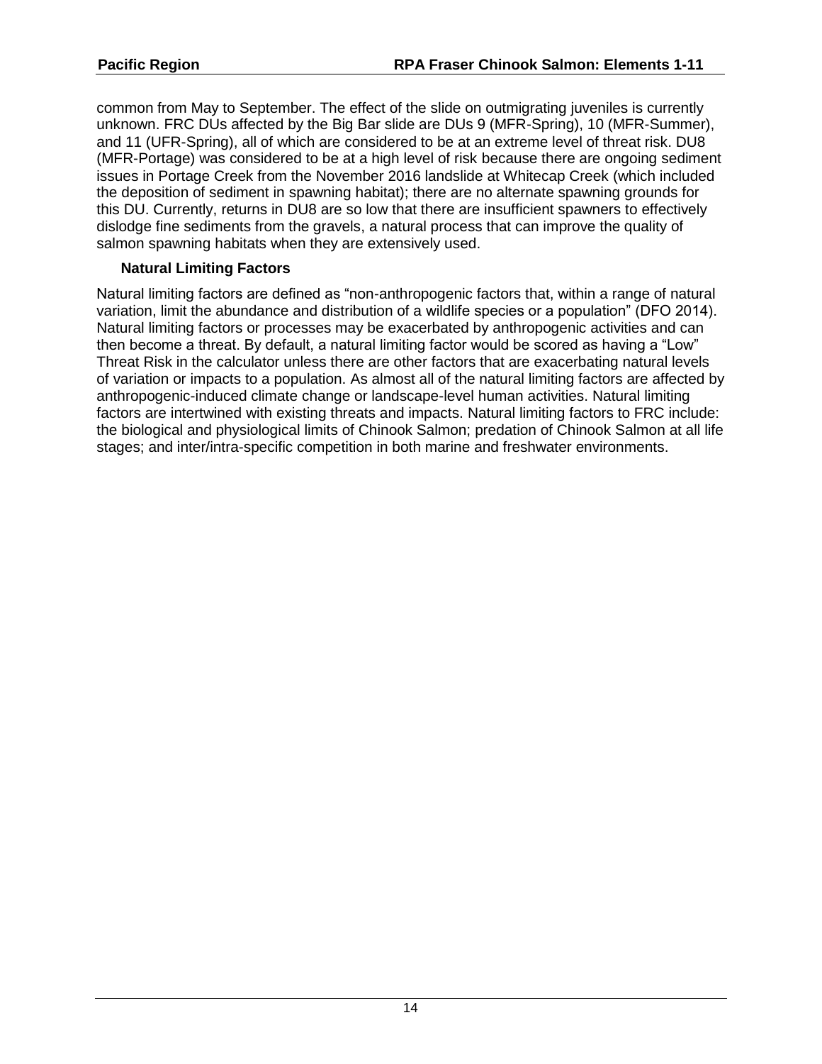common from May to September. The effect of the slide on outmigrating juveniles is currently unknown. FRC DUs affected by the Big Bar slide are DUs 9 (MFR-Spring), 10 (MFR-Summer), and 11 (UFR-Spring), all of which are considered to be at an extreme level of threat risk. DU8 (MFR-Portage) was considered to be at a high level of risk because there are ongoing sediment issues in Portage Creek from the November 2016 landslide at Whitecap Creek (which included the deposition of sediment in spawning habitat); there are no alternate spawning grounds for this DU. Currently, returns in DU8 are so low that there are insufficient spawners to effectively dislodge fine sediments from the gravels, a natural process that can improve the quality of salmon spawning habitats when they are extensively used.

### Natural Limiting Factors

Natural limiting factors are defined as "non-anthropogenic factors that, within a range of natural variation, limit the abundance and distribution of a wildlife species or a population" (DFO 2014). Natural limiting factors or processes may be exacerbated by anthropogenic activities and can then become a threat. By default, a natural limiting factor would be scored as having a "Low" Threat Risk in the calculator unless there are other factors that are exacerbating natural levels of variation or impacts to a population. As almost all of the natural limiting factors are affected by anthropogenic-induced climate change or landscape-level human activities. Natural limiting factors are intertwined with existing threats and impacts. Natural limiting factors to FRC include: the biological and physiological limits of Chinook Salmon; predation of Chinook Salmon at all life stages; and inter/intra-specific competition in both marine and freshwater environments.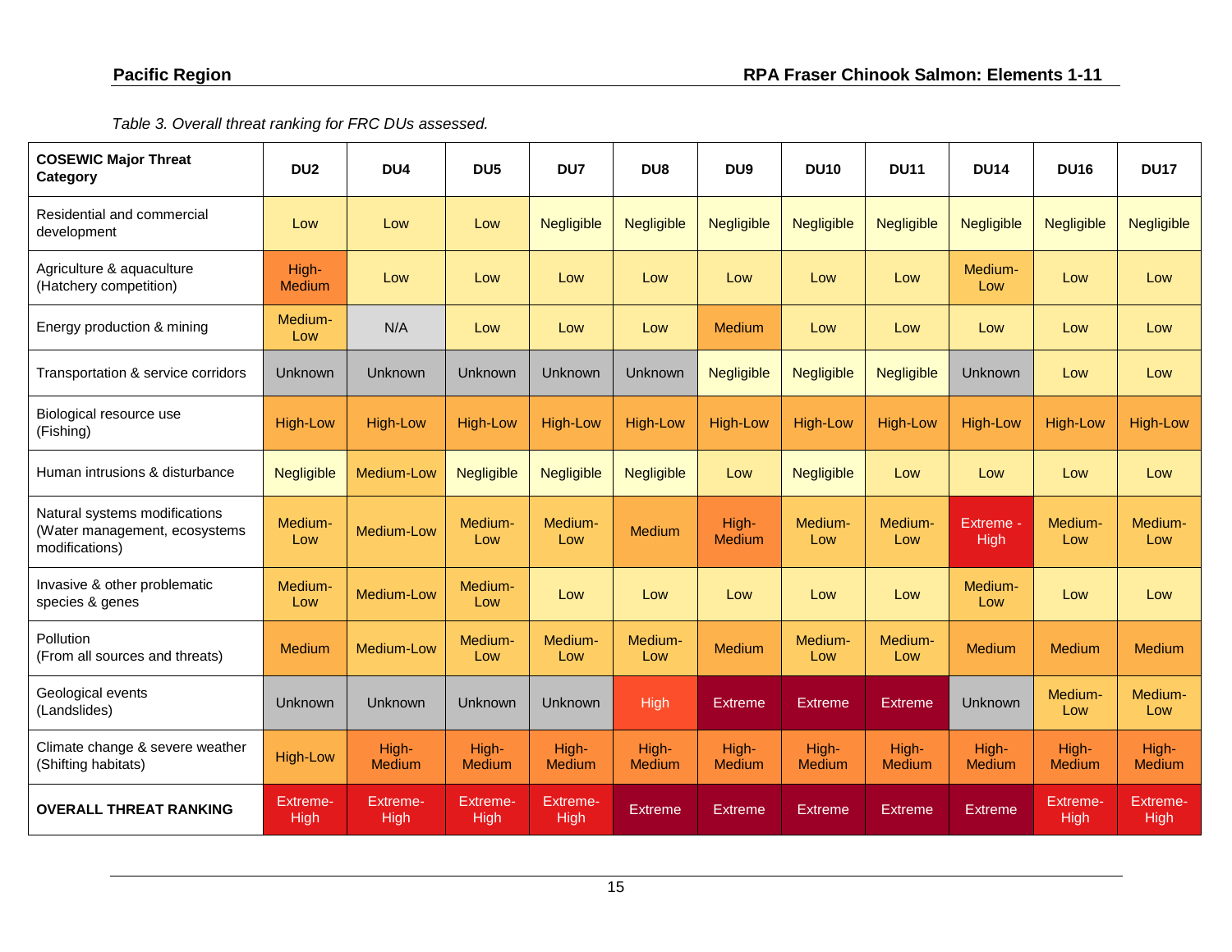*Table 3. Overall threat ranking for FRC DUs assessed.*

| COSEWIC Major Threat Category | DU2 | DU4 | DU5 | DU7 | DU8 | DU9 | DU10 | DU11 | DU14 | DU16 | DU17 |
|---|---|---|---|---|---|---|---|---|---|---|---|
| Residential and commercial development | Low | Low | Low | Negligible | Negligible | Negligible | Negligible | Negligible | Negligible | Negligible | Negligible |
| Agriculture & aquaculture (Hatchery competition) | High-Medium | Low | Low | Low | Low | Low | Low | Low | Medium-Low | Low | Low |
| Energy production & mining | Medium-Low | N/A | Low | Low | Low | Medium | Low | Low | Low | Low | Low |
| Transportation & service corridors | Unknown | Unknown | Unknown | Unknown | Unknown | Negligible | Negligible | Negligible | Unknown | Low | Low |
| Biological resource use (Fishing) | High-Low | High-Low | High-Low | High-Low | High-Low | High-Low | High-Low | High-Low | High-Low | High-Low | High-Low |
| Human intrusions & disturbance | Negligible | Medium-Low | Negligible | Negligible | Negligible | Low | Negligible | Low | Low | Low | Low |
| Natural systems modifications (Water management, ecosystems modifications) | Medium-Low | Medium-Low | Medium-Low | Medium-Low | Medium | High-Medium | Medium-Low | Medium-Low | Extreme - High | Medium-Low | Medium-Low |
| Invasive & other problematic species & genes | Medium-Low | Medium-Low | Medium-Low | Low | Low | Low | Low | Low | Medium-Low | Low | Low |
| Pollution (From all sources and threats) | Medium | Medium-Low | Medium-Low | Medium-Low | Medium-Low | Medium | Medium-Low | Medium-Low | Medium | Medium | Medium |
| Geological events (Landslides) | Unknown | Unknown | Unknown | Unknown | High | Extreme | Extreme | Extreme | Unknown | Medium-Low | Medium-Low |
| Climate change & severe weather (Shifting habitats) | High-Low | High-Medium | High-Medium | High-Medium | High-Medium | High-Medium | High-Medium | High-Medium | High-Medium | High-Medium | High-Medium |
| **OVERALL THREAT RANKING** | Extreme-High | Extreme-High | Extreme-High | Extreme-High | Extreme | Extreme | Extreme | Extreme | Extreme | Extreme-High | Extreme-High |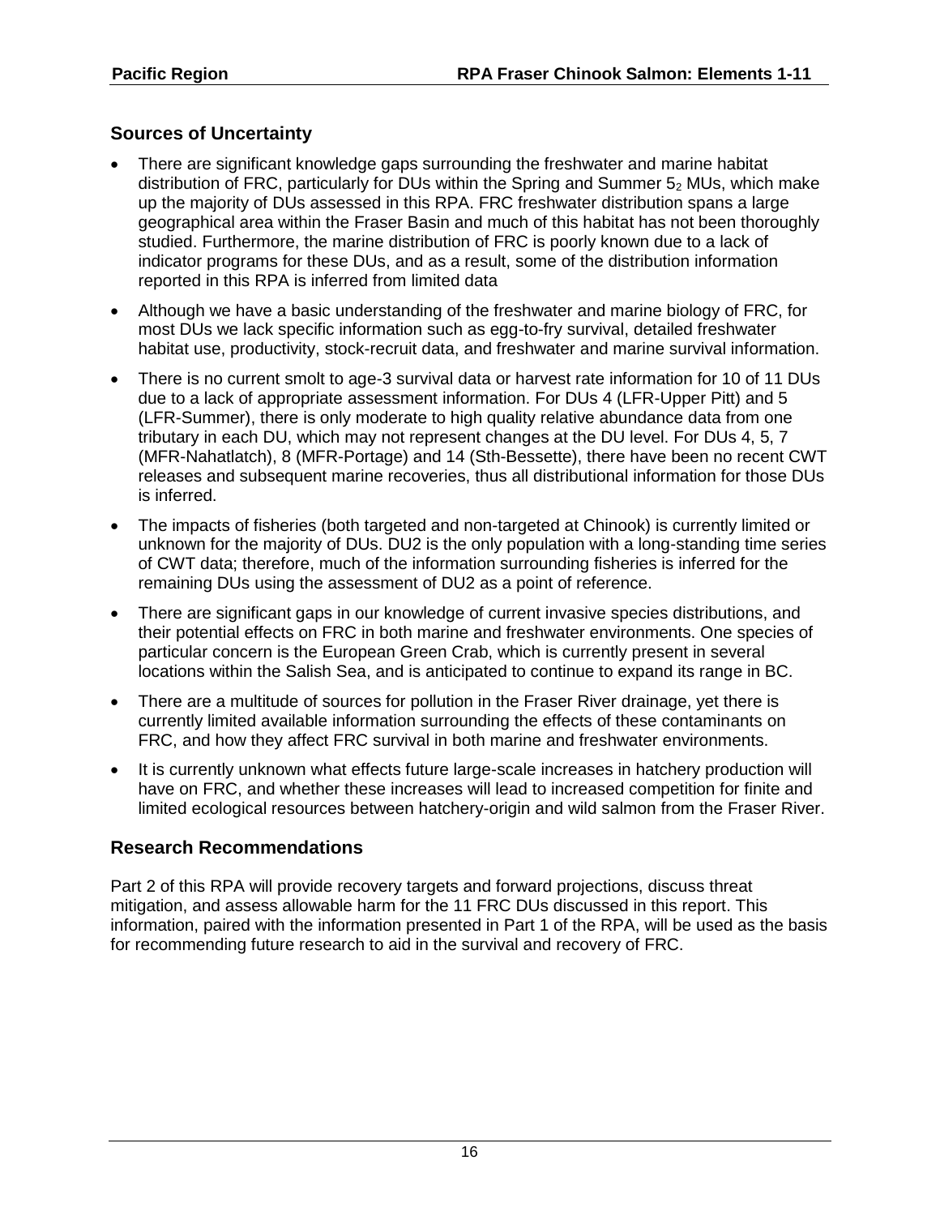## Sources of Uncertainty

- There are significant knowledge gaps surrounding the freshwater and marine habitat distribution of FRC, particularly for DUs within the Spring and Summer $5_2$ MUs, which make up the majority of DUs assessed in this RPA. FRC freshwater distribution spans a large geographical area within the Fraser Basin and much of this habitat has not been thoroughly studied. Furthermore, the marine distribution of FRC is poorly known due to a lack of indicator programs for these DUs, and as a result, some of the distribution information reported in this RPA is inferred from limited data
- Although we have a basic understanding of the freshwater and marine biology of FRC, for most DUs we lack specific information such as egg-to-fry survival, detailed freshwater habitat use, productivity, stock-recruit data, and freshwater and marine survival information.
- There is no current smolt to age-3 survival data or harvest rate information for 10 of 11 DUs due to a lack of appropriate assessment information. For DUs 4 (LFR-Upper Pitt) and 5 (LFR-Summer), there is only moderate to high quality relative abundance data from one tributary in each DU, which may not represent changes at the DU level. For DUs 4, 5, 7 (MFR-Nahatlatch), 8 (MFR-Portage) and 14 (Sth-Bessette), there have been no recent CWT releases and subsequent marine recoveries, thus all distributional information for those DUs is inferred.
- The impacts of fisheries (both targeted and non-targeted at Chinook) is currently limited or unknown for the majority of DUs. DU2 is the only population with a long-standing time series of CWT data; therefore, much of the information surrounding fisheries is inferred for the remaining DUs using the assessment of DU2 as a point of reference.
- There are significant gaps in our knowledge of current invasive species distributions, and their potential effects on FRC in both marine and freshwater environments. One species of particular concern is the European Green Crab, which is currently present in several locations within the Salish Sea, and is anticipated to continue to expand its range in BC.
- There are a multitude of sources for pollution in the Fraser River drainage, yet there is currently limited available information surrounding the effects of these contaminants on FRC, and how they affect FRC survival in both marine and freshwater environments.
- It is currently unknown what effects future large-scale increases in hatchery production will have on FRC, and whether these increases will lead to increased competition for finite and limited ecological resources between hatchery-origin and wild salmon from the Fraser River.

## Research Recommendations

Part 2 of this RPA will provide recovery targets and forward projections, discuss threat mitigation, and assess allowable harm for the 11 FRC DUs discussed in this report. This information, paired with the information presented in Part 1 of the RPA, will be used as the basis for recommending future research to aid in the survival and recovery of FRC.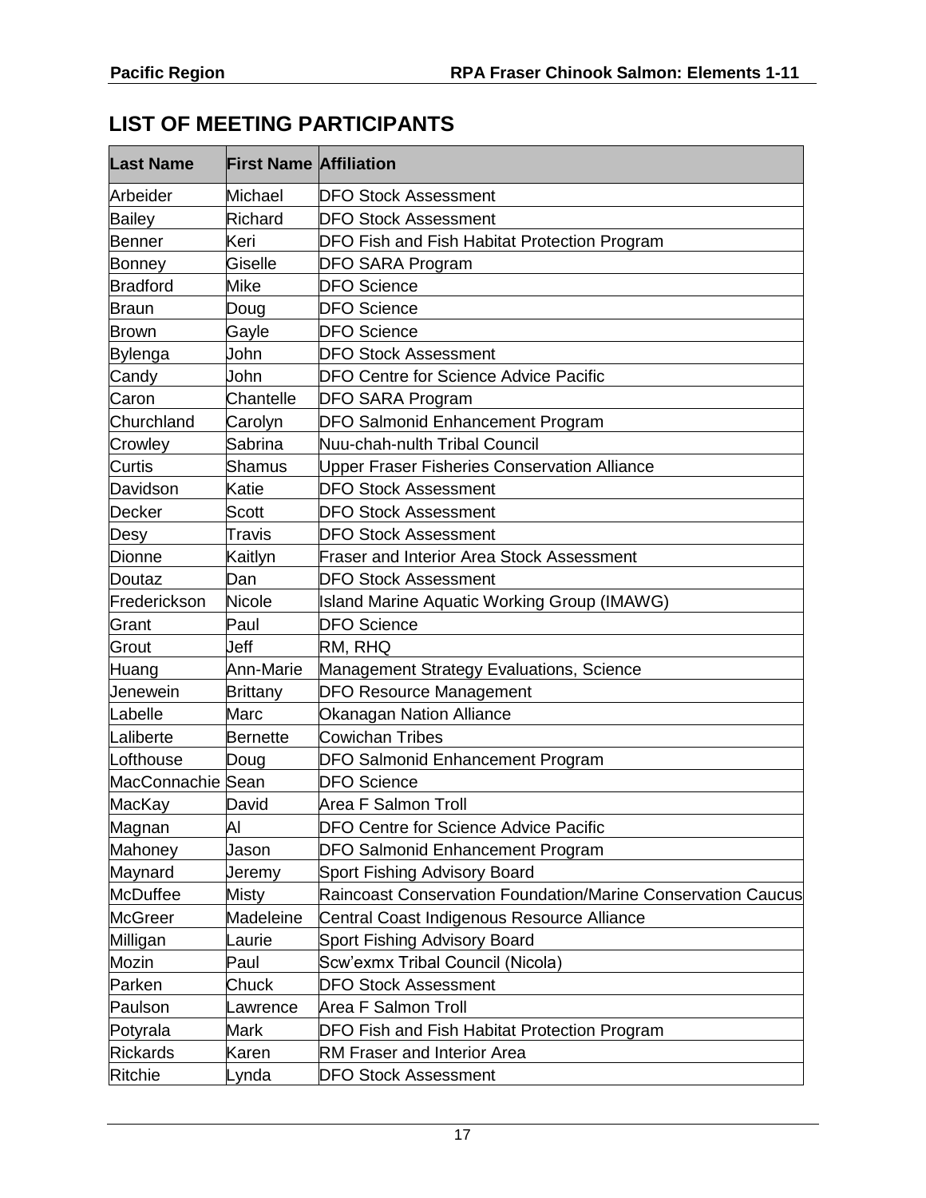## LIST OF MEETING PARTICIPANTS

| Last Name | First Name | Affiliation |
|---|---|---|
| Arbeider | Michael | DFO Stock Assessment |
| Bailey | Richard | DFO Stock Assessment |
| Benner | Keri | DFO Fish and Fish Habitat Protection Program |
| Bonney | Giselle | DFO SARA Program |
| Bradford | Mike | DFO Science |
| Braun | Doug | DFO Science |
| Brown | Gayle | DFO Science |
| Bylenga | John | DFO Stock Assessment |
| Candy | John | DFO Centre for Science Advice Pacific |
| Caron | Chantelle | DFO SARA Program |
| Churchland | Carolyn | DFO Salmonid Enhancement Program |
| Crowley | Sabrina | Nuu-chah-nulth Tribal Council |
| Curtis | Shamus | Upper Fraser Fisheries Conservation Alliance |
| Davidson | Katie | DFO Stock Assessment |
| Decker | Scott | DFO Stock Assessment |
| Desy | Travis | DFO Stock Assessment |
| Dionne | Kaitlyn | Fraser and Interior Area Stock Assessment |
| Doutaz | Dan | DFO Stock Assessment |
| Frederickson | Nicole | Island Marine Aquatic Working Group (IMAWG) |
| Grant | Paul | DFO Science |
| Grout | Jeff | RM, RHQ |
| Huang | Ann-Marie | Management Strategy Evaluations, Science |
| Jenewein | Brittany | DFO Resource Management |
| Labelle | Marc | Okanagan Nation Alliance |
| Laliberte | Bernette | Cowichan Tribes |
| Lofthouse | Doug | DFO Salmonid Enhancement Program |
| MacConnachie | Sean | DFO Science |
| MacKay | David | Area F Salmon Troll |
| Magnan | Al | DFO Centre for Science Advice Pacific |
| Mahoney | Jason | DFO Salmonid Enhancement Program |
| Maynard | Jeremy | Sport Fishing Advisory Board |
| McDuffee | Misty | Raincoast Conservation Foundation/Marine Conservation Caucus |
| McGreer | Madeleine | Central Coast Indigenous Resource Alliance |
| Milligan | Laurie | Sport Fishing Advisory Board |
| Mozin | Paul | Scw'exmx Tribal Council (Nicola) |
| Parken | Chuck | DFO Stock Assessment |
| Paulson | Lawrence | Area F Salmon Troll |
| Potyrala | Mark | DFO Fish and Fish Habitat Protection Program |
| Rickards | Karen | RM Fraser and Interior Area |
| Ritchie | Lynda | DFO Stock Assessment |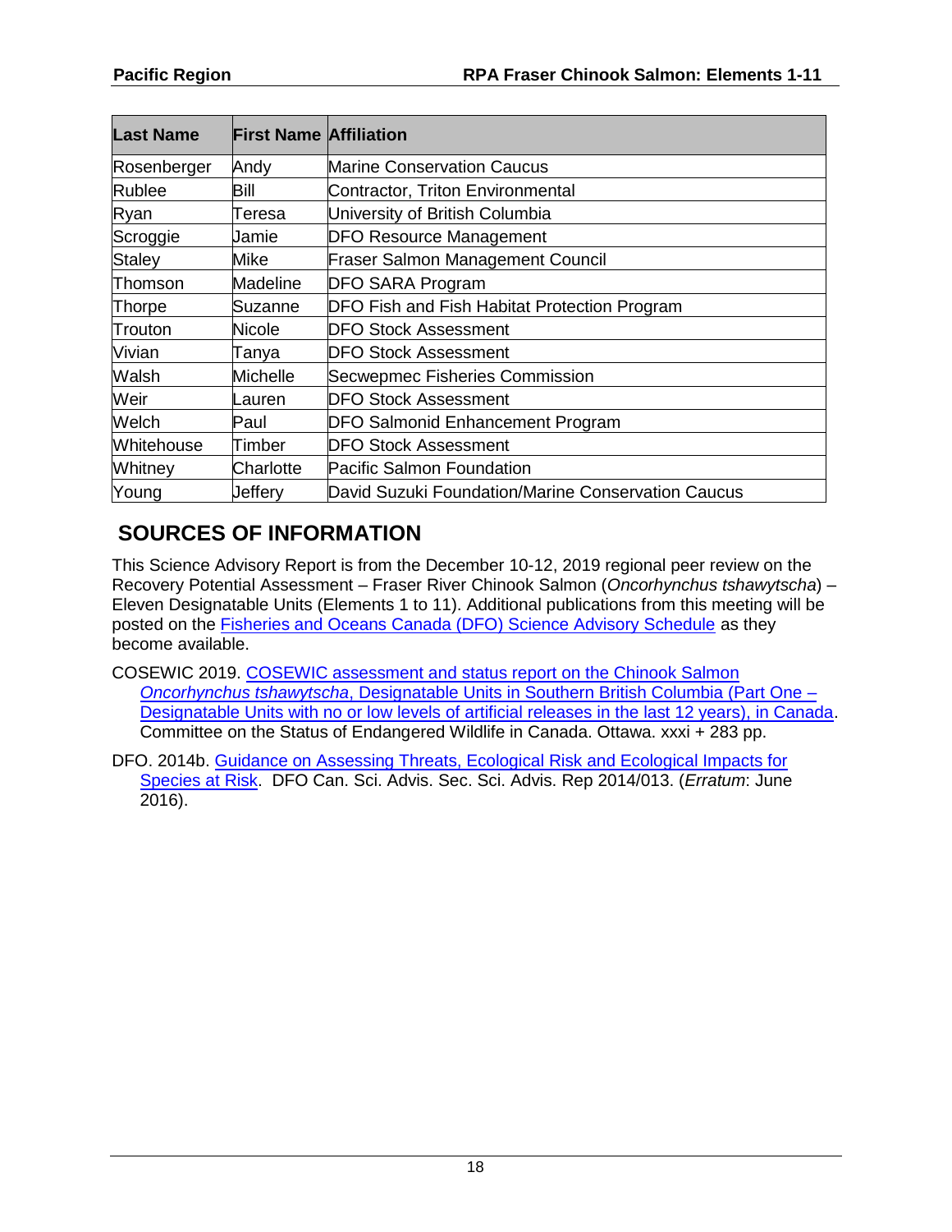| Last Name | First Name | Affiliation |
|---|---|---|
| Rosenberger | Andy | Marine Conservation Caucus |
| Rublee | Bill | Contractor, Triton Environmental |
| Ryan | Teresa | University of British Columbia |
| Scroggie | Jamie | DFO Resource Management |
| Staley | Mike | Fraser Salmon Management Council |
| Thomson | Madeline | DFO SARA Program |
| Thorpe | Suzanne | DFO Fish and Fish Habitat Protection Program |
| Trouton | Nicole | DFO Stock Assessment |
| Vivian | Tanya | DFO Stock Assessment |
| Walsh | Michelle | Secwepmec Fisheries Commission |
| Weir | Lauren | DFO Stock Assessment |
| Welch | Paul | DFO Salmonid Enhancement Program |
| Whitehouse | Timber | DFO Stock Assessment |
| Whitney | Charlotte | Pacific Salmon Foundation |
| Young | Jeffery | David Suzuki Foundation/Marine Conservation Caucus |

## SOURCES OF INFORMATION

This Science Advisory Report is from the December 10-12, 2019 regional peer review on the Recovery Potential Assessment – Fraser River Chinook Salmon (*Oncorhynchus tshawytscha*) – Eleven Designatable Units (Elements 1 to 11). Additional publications from this meeting will be posted on the Fisheries and Oceans Canada (DFO) Science Advisory Schedule as they become available.

COSEWIC 2019. COSEWIC assessment and status report on the Chinook Salmon *Oncorhynchus tshawytscha*, Designatable Units in Southern British Columbia (Part One – Designatable Units with no or low levels of artificial releases in the last 12 years), in Canada. Committee on the Status of Endangered Wildlife in Canada. Ottawa. xxxi + 283 pp.

DFO. 2014b. Guidance on Assessing Threats, Ecological Risk and Ecological Impacts for Species at Risk. DFO Can. Sci. Advis. Sec. Sci. Advis. Rep 2014/013. (*Erratum*: June 2016).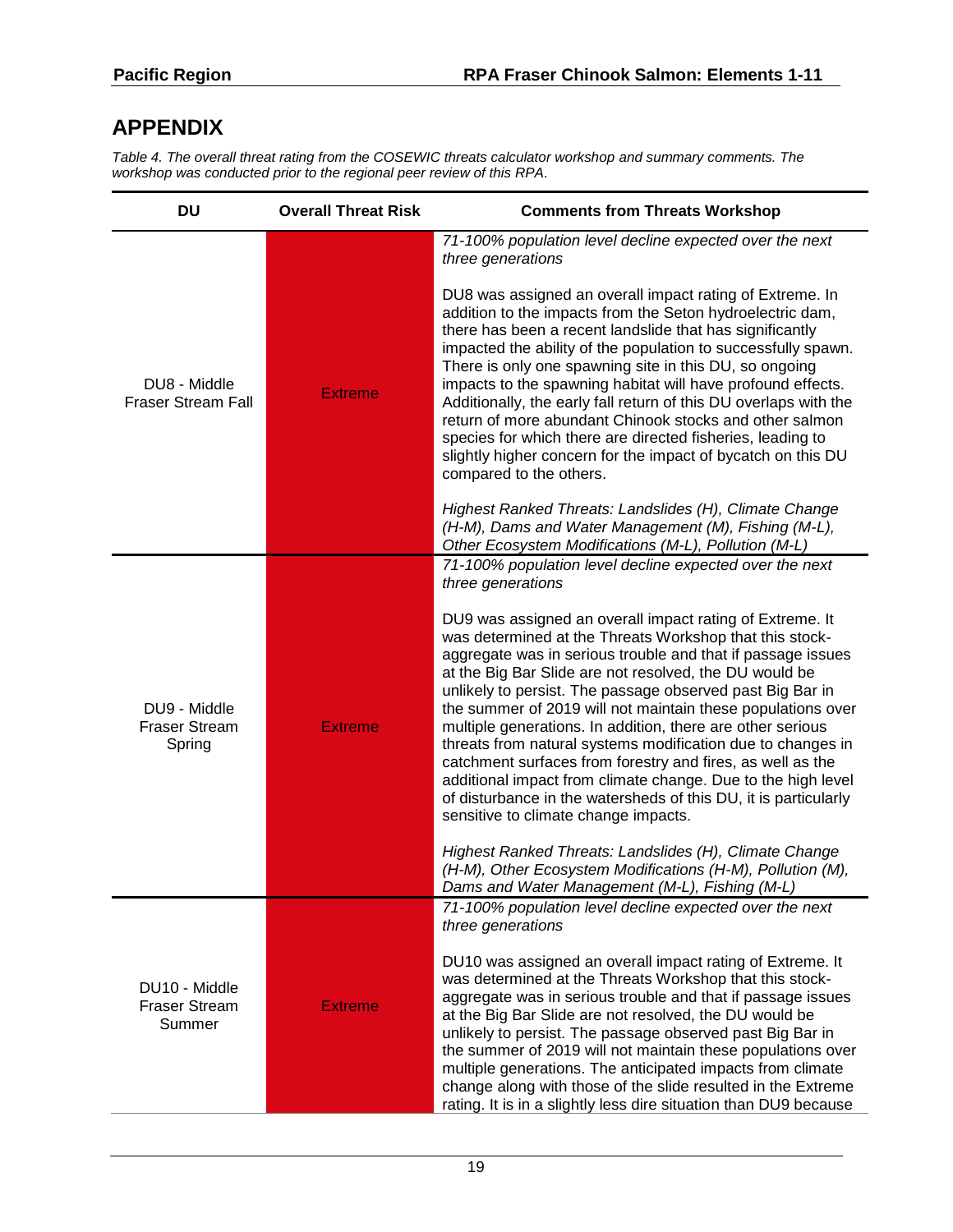# APPENDIX

*Table 4. The overall threat rating from the COSEWIC threats calculator workshop and summary comments. The workshop was conducted prior to the regional peer review of this RPA.*

| DU | Overall Threat Risk | Comments from Threats Workshop |
|---|---|---|
| DU8 - Middle Fraser Stream Fall | Extreme | *71-100% population level decline expected over the next three generations*<br><br>DU8 was assigned an overall impact rating of Extreme. In addition to the impacts from the Seton hydroelectric dam, there has been a recent landslide that has significantly impacted the ability of the population to successfully spawn. There is only one spawning site in this DU, so ongoing impacts to the spawning habitat will have profound effects. Additionally, the early fall return of this DU overlaps with the return of more abundant Chinook stocks and other salmon species for which there are directed fisheries, leading to slightly higher concern for the impact of bycatch on this DU compared to the others.<br><br>*Highest Ranked Threats: Landslides (H), Climate Change (H-M), Dams and Water Management (M), Fishing (M-L), Other Ecosystem Modifications (M-L), Pollution (M-L)* |
| DU9 - Middle Fraser Stream Spring | Extreme | *71-100% population level decline expected over the next three generations*<br><br>DU9 was assigned an overall impact rating of Extreme. It was determined at the Threats Workshop that this stock-aggregate was in serious trouble and that if passage issues at the Big Bar Slide are not resolved, the DU would be unlikely to persist. The passage observed past Big Bar in the summer of 2019 will not maintain these populations over multiple generations. In addition, there are other serious threats from natural systems modification due to changes in catchment surfaces from forestry and fires, as well as the additional impact from climate change. Due to the high level of disturbance in the watersheds of this DU, it is particularly sensitive to climate change impacts.<br><br>*Highest Ranked Threats: Landslides (H), Climate Change (H-M), Other Ecosystem Modifications (H-M), Pollution (M), Dams and Water Management (M-L), Fishing (M-L)* |
| DU10 - Middle Fraser Stream Summer | Extreme | *71-100% population level decline expected over the next three generations*<br><br>DU10 was assigned an overall impact rating of Extreme. It was determined at the Threats Workshop that this stock-aggregate was in serious trouble and that if passage issues at the Big Bar Slide are not resolved, the DU would be unlikely to persist. The passage observed past Big Bar in the summer of 2019 will not maintain these populations over multiple generations. The anticipated impacts from climate change along with those of the slide resulted in the Extreme rating. It is in a slightly less dire situation than DU9 because |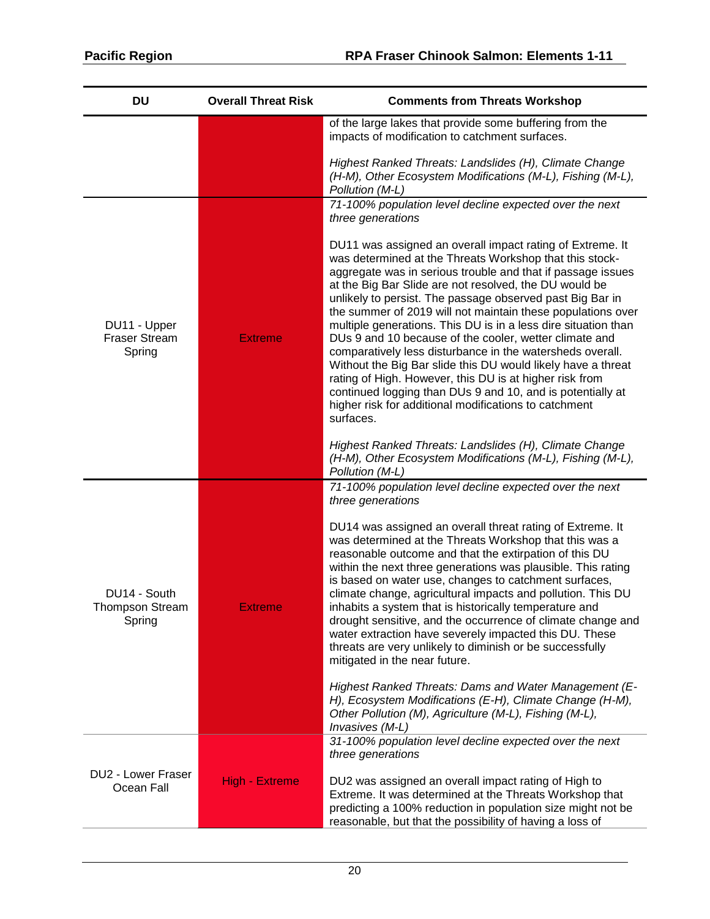| DU | Overall Threat Risk | Comments from Threats Workshop |
|---|---|---|
| | | of the large lakes that provide some buffering from the impacts of modification to catchment surfaces.<br><br>*Highest Ranked Threats: Landslides (H), Climate Change (H-M), Other Ecosystem Modifications (M-L), Fishing (M-L), Pollution (M-L)* |
| DU11 - Upper Fraser Stream Spring | Extreme | *71-100% population level decline expected over the next three generations*<br><br>DU11 was assigned an overall impact rating of Extreme. It was determined at the Threats Workshop that this stock-aggregate was in serious trouble and that if passage issues at the Big Bar Slide are not resolved, the DU would be unlikely to persist. The passage observed past Big Bar in the summer of 2019 will not maintain these populations over multiple generations. This DU is in a less dire situation than DUs 9 and 10 because of the cooler, wetter climate and comparatively less disturbance in the watersheds overall. Without the Big Bar slide this DU would likely have a threat rating of High. However, this DU is at higher risk from continued logging than DUs 9 and 10, and is potentially at higher risk for additional modifications to catchment surfaces.<br><br>*Highest Ranked Threats: Landslides (H), Climate Change (H-M), Other Ecosystem Modifications (M-L), Fishing (M-L), Pollution (M-L)* |
| DU14 - South Thompson Stream Spring | Extreme | *71-100% population level decline expected over the next three generations*<br><br>DU14 was assigned an overall threat rating of Extreme. It was determined at the Threats Workshop that this was a reasonable outcome and that the extirpation of this DU within the next three generations was plausible. This rating is based on water use, changes to catchment surfaces, climate change, agricultural impacts and pollution. This DU inhabits a system that is historically temperature and drought sensitive, and the occurrence of climate change and water extraction have severely impacted this DU. These threats are very unlikely to diminish or be successfully mitigated in the near future.<br><br>*Highest Ranked Threats: Dams and Water Management (E-H), Ecosystem Modifications (E-H), Climate Change (H-M), Other Pollution (M), Agriculture (M-L), Fishing (M-L), Invasives (M-L)* |
| DU2 - Lower Fraser Ocean Fall | High - Extreme | *31-100% population level decline expected over the next three generations*<br><br>DU2 was assigned an overall impact rating of High to Extreme. It was determined at the Threats Workshop that predicting a 100% reduction in population size might not be reasonable, but that the possibility of having a loss of |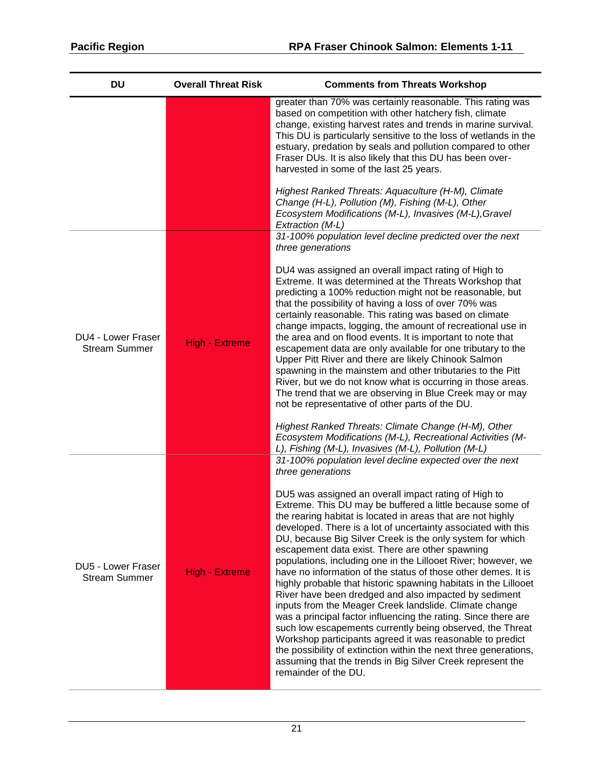| DU | Overall Threat Risk | Comments from Threats Workshop |
|---|---|---|
| | | greater than 70% was certainly reasonable. This rating was based on competition with other hatchery fish, climate change, existing harvest rates and trends in marine survival. This DU is particularly sensitive to the loss of wetlands in the estuary, predation by seals and pollution compared to other Fraser DUs. It is also likely that this DU has been over-harvested in some of the last 25 years.<br><br>*Highest Ranked Threats: Aquaculture (H-M), Climate Change (H-L), Pollution (M), Fishing (M-L), Other Ecosystem Modifications (M-L), Invasives (M-L),Gravel Extraction (M-L)* |
| DU4 - Lower Fraser Stream Summer | High - Extreme | *31-100% population level decline predicted over the next three generations*<br><br>DU4 was assigned an overall impact rating of High to Extreme. It was determined at the Threats Workshop that predicting a 100% reduction might not be reasonable, but that the possibility of having a loss of over 70% was certainly reasonable. This rating was based on climate change impacts, logging, the amount of recreational use in the area and on flood events. It is important to note that escapement data are only available for one tributary to the Upper Pitt River and there are likely Chinook Salmon spawning in the mainstem and other tributaries to the Pitt River, but we do not know what is occurring in those areas. The trend that we are observing in Blue Creek may or may not be representative of other parts of the DU.<br><br>*Highest Ranked Threats: Climate Change (H-M), Other Ecosystem Modifications (M-L), Recreational Activities (M-L), Fishing (M-L), Invasives (M-L), Pollution (M-L)* |
| DU5 - Lower Fraser Stream Summer | High - Extreme | *31-100% population level decline expected over the next three generations*<br><br>DU5 was assigned an overall impact rating of High to Extreme. This DU may be buffered a little because some of the rearing habitat is located in areas that are not highly developed. There is a lot of uncertainty associated with this DU, because Big Silver Creek is the only system for which escapement data exist. There are other spawning populations, including one in the Lillooet River; however, we have no information of the status of those other demes. It is highly probable that historic spawning habitats in the Lillooet River have been dredged and also impacted by sediment inputs from the Meager Creek landslide. Climate change was a principal factor influencing the rating. Since there are such low escapements currently being observed, the Threat Workshop participants agreed it was reasonable to predict the possibility of extinction within the next three generations, assuming that the trends in Big Silver Creek represent the remainder of the DU. |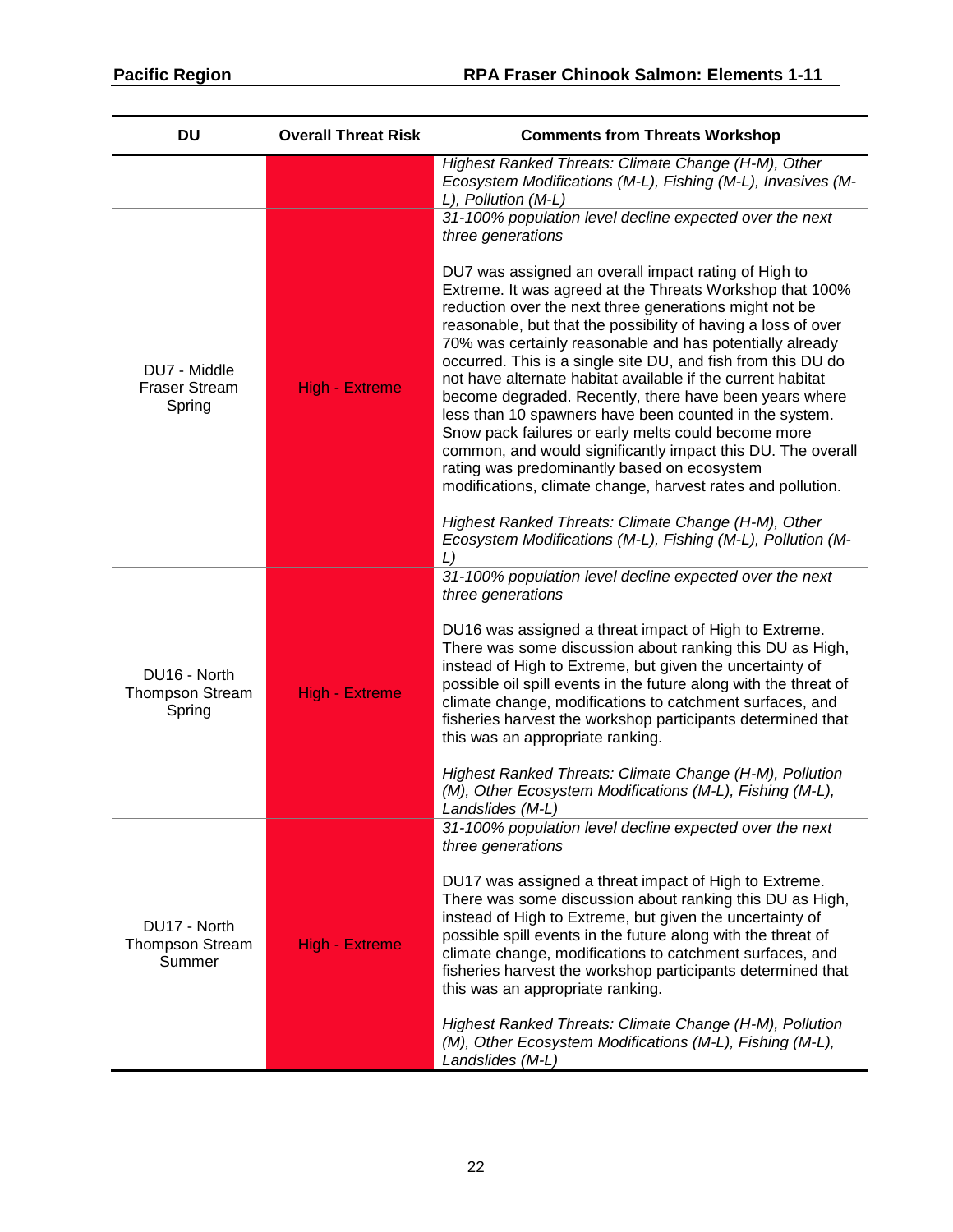| DU | Overall Threat Risk | Comments from Threats Workshop |
|---|---|---|
| | | *Highest Ranked Threats: Climate Change (H-M), Other Ecosystem Modifications (M-L), Fishing (M-L), Invasives (M-L), Pollution (M-L)* |
| DU7 - Middle Fraser Stream Spring | High - Extreme | *31-100% population level decline expected over the next three generations*<br><br>DU7 was assigned an overall impact rating of High to Extreme. It was agreed at the Threats Workshop that 100% reduction over the next three generations might not be reasonable, but that the possibility of having a loss of over 70% was certainly reasonable and has potentially already occurred. This is a single site DU, and fish from this DU do not have alternate habitat available if the current habitat become degraded. Recently, there have been years where less than 10 spawners have been counted in the system. Snow pack failures or early melts could become more common, and would significantly impact this DU. The overall rating was predominantly based on ecosystem modifications, climate change, harvest rates and pollution.<br><br>*Highest Ranked Threats: Climate Change (H-M), Other Ecosystem Modifications (M-L), Fishing (M-L), Pollution (M-L)* |
| DU16 - North Thompson Stream Spring | High - Extreme | *31-100% population level decline expected over the next three generations*<br><br>DU16 was assigned a threat impact of High to Extreme. There was some discussion about ranking this DU as High, instead of High to Extreme, but given the uncertainty of possible oil spill events in the future along with the threat of climate change, modifications to catchment surfaces, and fisheries harvest the workshop participants determined that this was an appropriate ranking.<br><br>*Highest Ranked Threats: Climate Change (H-M), Pollution (M), Other Ecosystem Modifications (M-L), Fishing (M-L), Landslides (M-L)* |
| DU17 - North Thompson Stream Summer | High - Extreme | *31-100% population level decline expected over the next three generations*<br><br>DU17 was assigned a threat impact of High to Extreme. There was some discussion about ranking this DU as High, instead of High to Extreme, but given the uncertainty of possible spill events in the future along with the threat of climate change, modifications to catchment surfaces, and fisheries harvest the workshop participants determined that this was an appropriate ranking.<br><br>*Highest Ranked Threats: Climate Change (H-M), Pollution (M), Other Ecosystem Modifications (M-L), Fishing (M-L), Landslides (M-L)* |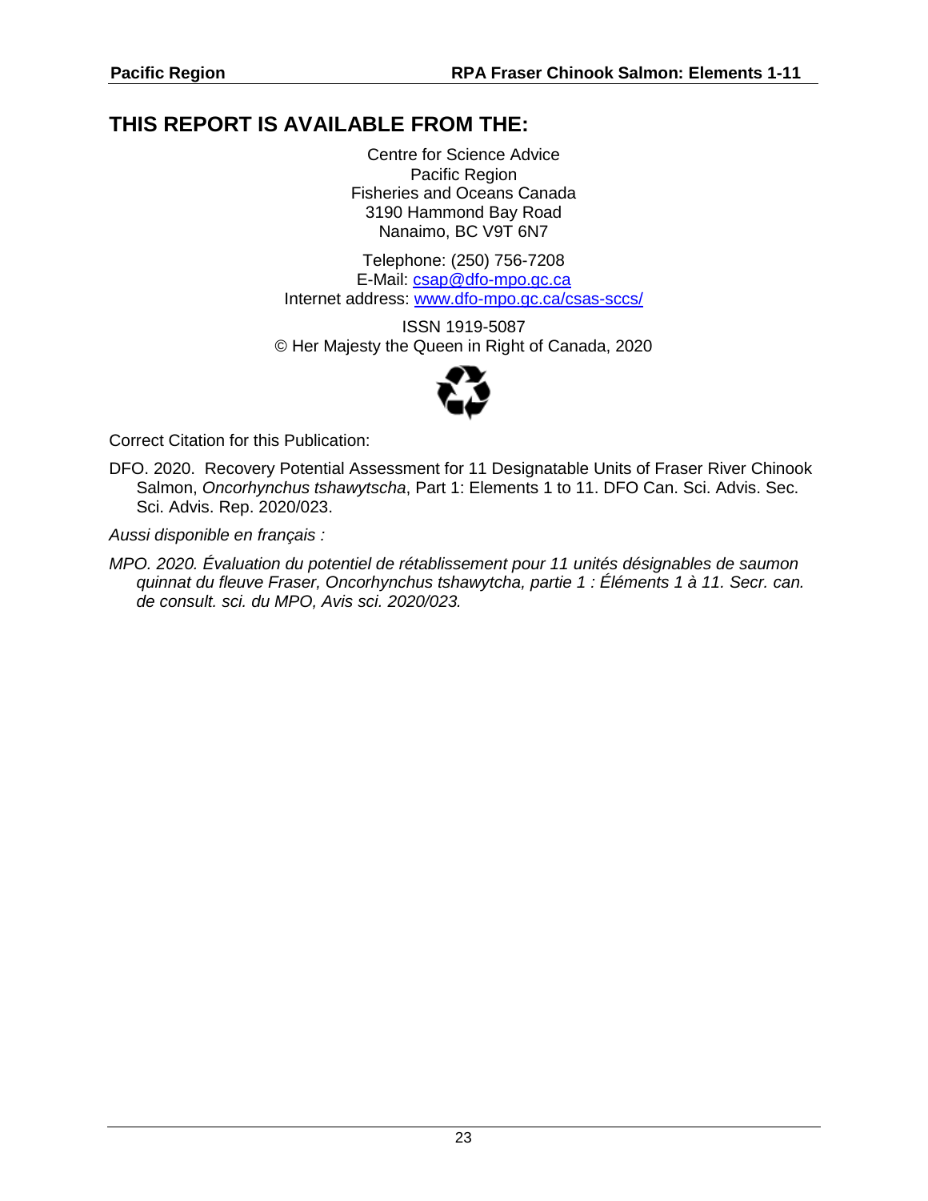## THIS REPORT IS AVAILABLE FROM THE:

Centre for Science Advice
Pacific Region
Fisheries and Oceans Canada
3190 Hammond Bay Road
Nanaimo, BC V9T 6N7

Telephone: (250) 756-7208
E-Mail: [csap@dfo-mpo.gc.ca](mailto:csap@dfo-mpo.gc.ca)
Internet address: [www.dfo-mpo.gc.ca/csas-sccs/](http://www.dfo-mpo.gc.ca/csas-sccs/)

ISSN 1919-5087
© Her Majesty the Queen in Right of Canada, 2020

Correct Citation for this Publication:

DFO. 2020. Recovery Potential Assessment for 11 Designatable Units of Fraser River Chinook Salmon, *Oncorhynchus tshawytscha*, Part 1: Elements 1 to 11. DFO Can. Sci. Advis. Sec. Sci. Advis. Rep. 2020/023.

*Aussi disponible en français :*

*MPO. 2020. Évaluation du potentiel de rétablissement pour 11 unités désignables de saumon quinnat du fleuve Fraser, Oncorhynchus tshawytcha, partie 1 : Éléments 1 à 11. Secr. can. de consult. sci. du MPO, Avis sci. 2020/023.*